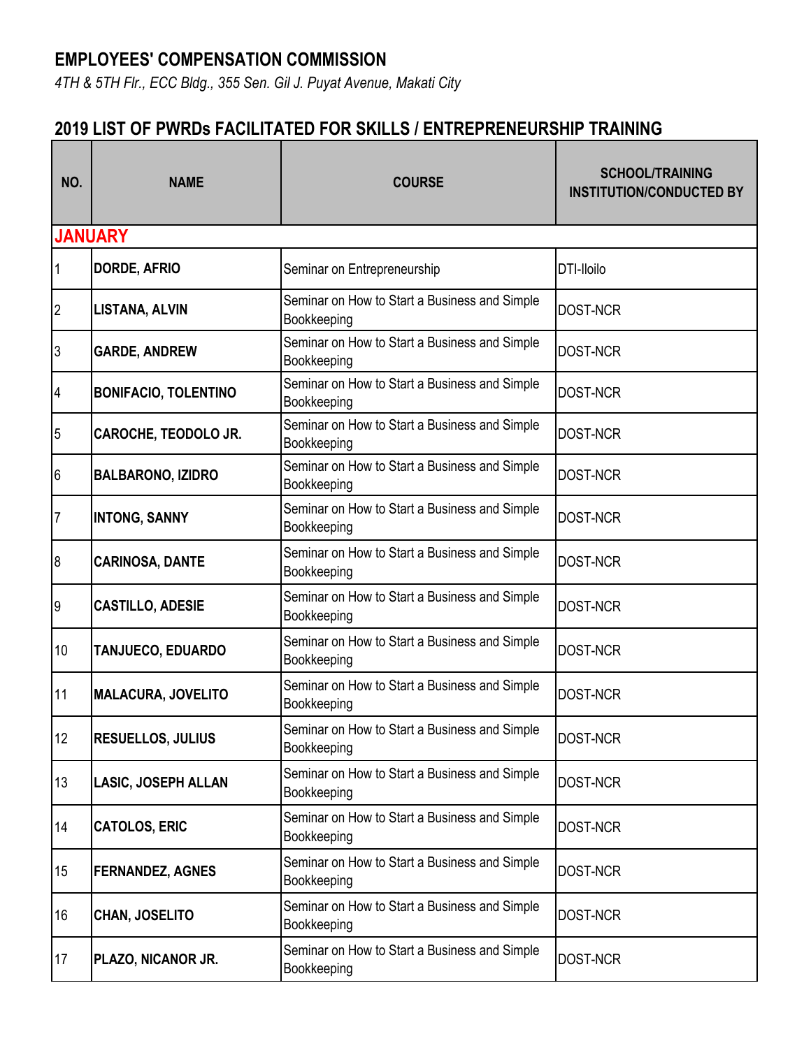## EMPLOYEES' COMPENSATION COMMISSION

*4TH & 5TH Flr., ECC Bldg., 355 Sen. Gil J. Puyat Avenue, Makati City*

## 2019 LIST OF PWRDs FACILITATED FOR SKILLS / ENTREPRENEURSHIP TRAINING

| NO. | NAME | COURSE | SCHOOL/TRAINING INSTITUTION/CONDUCTED BY |
|---|---|---|---|
| **JANUARY** | | | |
| 1 | **DORDE, AFRIO** | Seminar on Entrepreneurship | DTI-Iloilo |
| 2 | **LISTANA, ALVIN** | Seminar on How to Start a Business and Simple Bookkeeping | DOST-NCR |
| 3 | **GARDE, ANDREW** | Seminar on How to Start a Business and Simple Bookkeeping | DOST-NCR |
| 4 | **BONIFACIO, TOLENTINO** | Seminar on How to Start a Business and Simple Bookkeeping | DOST-NCR |
| 5 | **CAROCHE, TEODOLO JR.** | Seminar on How to Start a Business and Simple Bookkeeping | DOST-NCR |
| 6 | **BALBARONO, IZIDRO** | Seminar on How to Start a Business and Simple Bookkeeping | DOST-NCR |
| 7 | **INTONG, SANNY** | Seminar on How to Start a Business and Simple Bookkeeping | DOST-NCR |
| 8 | **CARINOSA, DANTE** | Seminar on How to Start a Business and Simple Bookkeeping | DOST-NCR |
| 9 | **CASTILLO, ADESIE** | Seminar on How to Start a Business and Simple Bookkeeping | DOST-NCR |
| 10 | **TANJUECO, EDUARDO** | Seminar on How to Start a Business and Simple Bookkeeping | DOST-NCR |
| 11 | **MALACURA, JOVELITO** | Seminar on How to Start a Business and Simple Bookkeeping | DOST-NCR |
| 12 | **RESUELLOS, JULIUS** | Seminar on How to Start a Business and Simple Bookkeeping | DOST-NCR |
| 13 | **LASIC, JOSEPH ALLAN** | Seminar on How to Start a Business and Simple Bookkeeping | DOST-NCR |
| 14 | **CATOLOS, ERIC** | Seminar on How to Start a Business and Simple Bookkeeping | DOST-NCR |
| 15 | **FERNANDEZ, AGNES** | Seminar on How to Start a Business and Simple Bookkeeping | DOST-NCR |
| 16 | **CHAN, JOSELITO** | Seminar on How to Start a Business and Simple Bookkeeping | DOST-NCR |
| 17 | **PLAZO, NICANOR JR.** | Seminar on How to Start a Business and Simple Bookkeeping | DOST-NCR |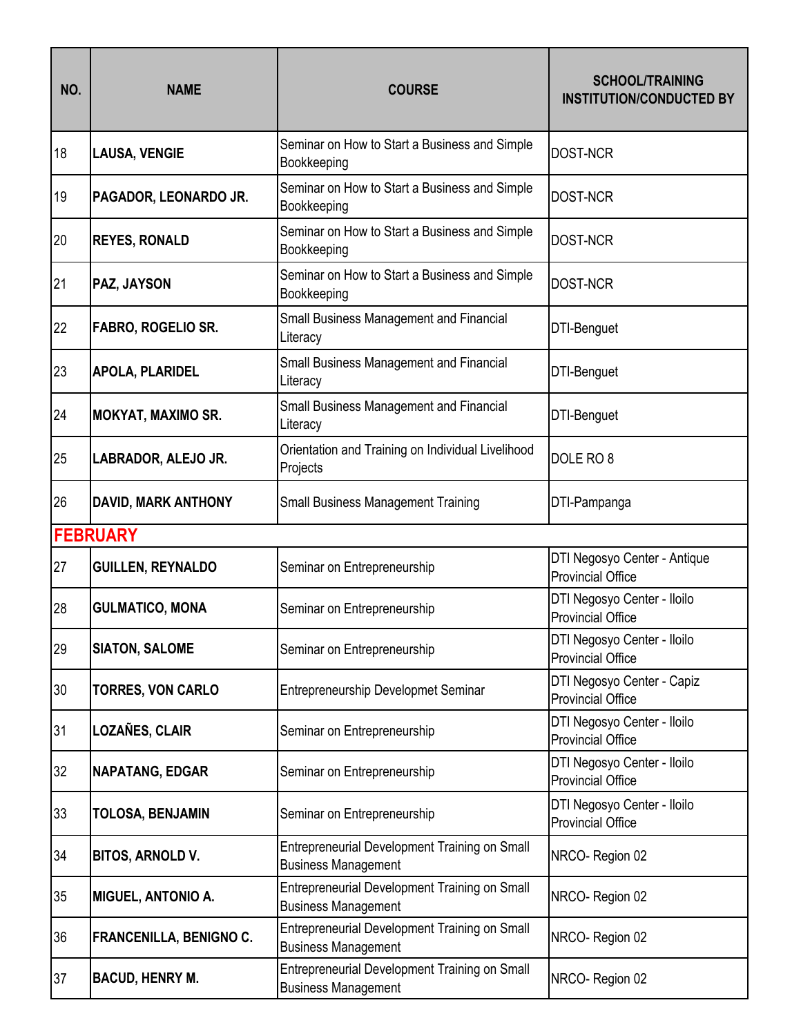| NO. | NAME | COURSE | SCHOOL/TRAINING INSTITUTION/CONDUCTED BY |
|---|---|---|---|
| 18 | **LAUSA, VENGIE** | Seminar on How to Start a Business and Simple Bookkeeping | DOST-NCR |
| 19 | **PAGADOR, LEONARDO JR.** | Seminar on How to Start a Business and Simple Bookkeeping | DOST-NCR |
| 20 | **REYES, RONALD** | Seminar on How to Start a Business and Simple Bookkeeping | DOST-NCR |
| 21 | **PAZ, JAYSON** | Seminar on How to Start a Business and Simple Bookkeeping | DOST-NCR |
| 22 | **FABRO, ROGELIO SR.** | Small Business Management and Financial Literacy | DTI-Benguet |
| 23 | **APOLA, PLARIDEL** | Small Business Management and Financial Literacy | DTI-Benguet |
| 24 | **MOKYAT, MAXIMO SR.** | Small Business Management and Financial Literacy | DTI-Benguet |
| 25 | **LABRADOR, ALEJO JR.** | Orientation and Training on Individual Livelihood Projects | DOLE RO 8 |
| 26 | **DAVID, MARK ANTHONY** | Small Business Management Training | DTI-Pampanga |
| **FEBRUARY** | | | |
| 27 | **GUILLEN, REYNALDO** | Seminar on Entrepreneurship | DTI Negosyo Center - Antique Provincial Office |
| 28 | **GULMATICO, MONA** | Seminar on Entrepreneurship | DTI Negosyo Center - Iloilo Provincial Office |
| 29 | **SIATON, SALOME** | Seminar on Entrepreneurship | DTI Negosyo Center - Iloilo Provincial Office |
| 30 | **TORRES, VON CARLO** | Entrepreneurship Developmet Seminar | DTI Negosyo Center - Capiz Provincial Office |
| 31 | **LOZAÑES, CLAIR** | Seminar on Entrepreneurship | DTI Negosyo Center - Iloilo Provincial Office |
| 32 | **NAPATANG, EDGAR** | Seminar on Entrepreneurship | DTI Negosyo Center - Iloilo Provincial Office |
| 33 | **TOLOSA, BENJAMIN** | Seminar on Entrepreneurship | DTI Negosyo Center - Iloilo Provincial Office |
| 34 | **BITOS, ARNOLD V.** | Entrepreneurial Development Training on Small Business Management | NRCO- Region 02 |
| 35 | **MIGUEL, ANTONIO A.** | Entrepreneurial Development Training on Small Business Management | NRCO- Region 02 |
| 36 | **FRANCENILLA, BENIGNO C.** | Entrepreneurial Development Training on Small Business Management | NRCO- Region 02 |
| 37 | **BACUD, HENRY M.** | Entrepreneurial Development Training on Small Business Management | NRCO- Region 02 |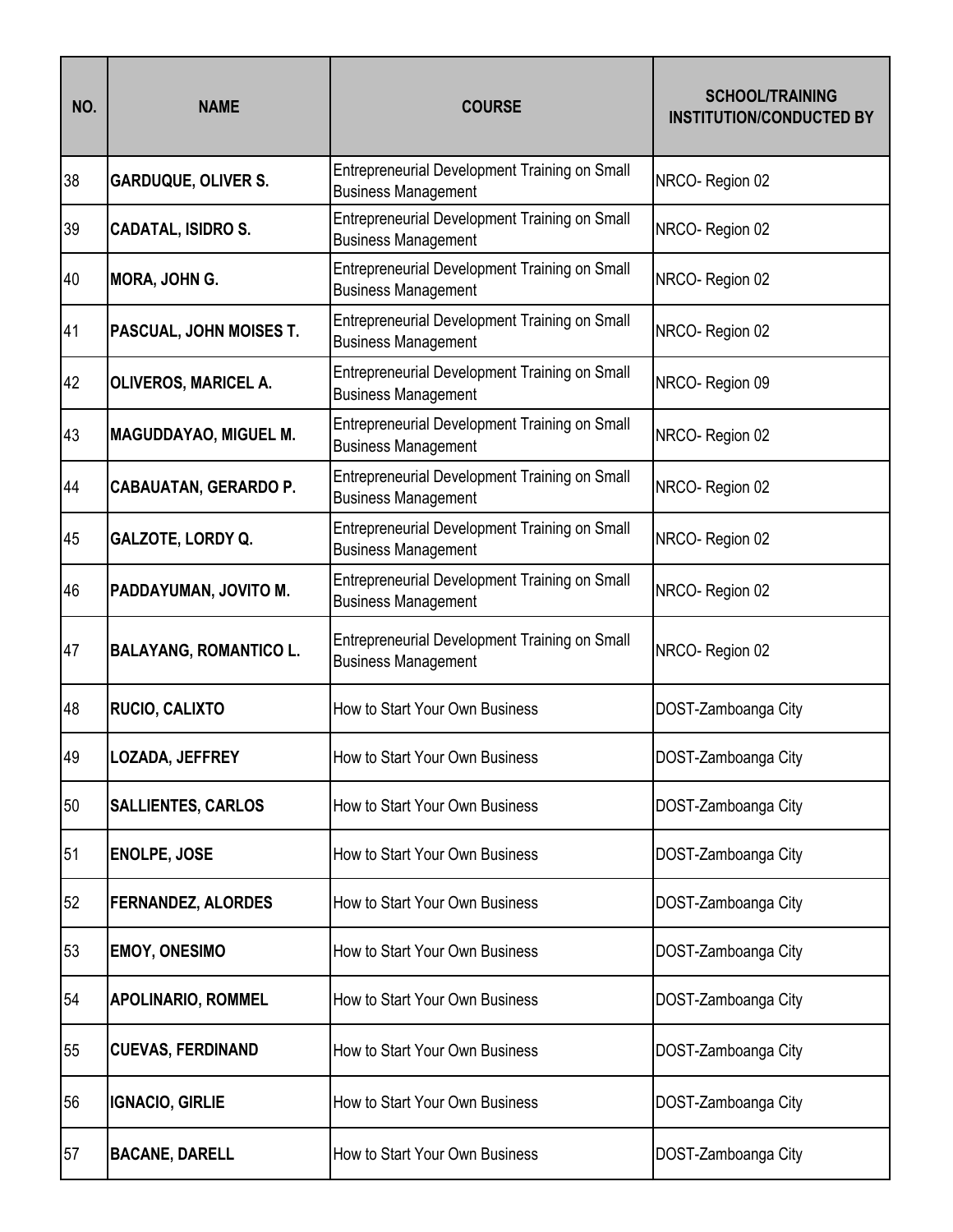| NO. | NAME | COURSE | SCHOOL/TRAINING INSTITUTION/CONDUCTED BY |
|---|---|---|---|
| 38 | **GARDUQUE, OLIVER S.** | Entrepreneurial Development Training on Small Business Management | NRCO- Region 02 |
| 39 | **CADATAL, ISIDRO S.** | Entrepreneurial Development Training on Small Business Management | NRCO- Region 02 |
| 40 | **MORA, JOHN G.** | Entrepreneurial Development Training on Small Business Management | NRCO- Region 02 |
| 41 | **PASCUAL, JOHN MOISES T.** | Entrepreneurial Development Training on Small Business Management | NRCO- Region 02 |
| 42 | **OLIVEROS, MARICEL A.** | Entrepreneurial Development Training on Small Business Management | NRCO- Region 09 |
| 43 | **MAGUDDAYAO, MIGUEL M.** | Entrepreneurial Development Training on Small Business Management | NRCO- Region 02 |
| 44 | **CABAUATAN, GERARDO P.** | Entrepreneurial Development Training on Small Business Management | NRCO- Region 02 |
| 45 | **GALZOTE, LORDY Q.** | Entrepreneurial Development Training on Small Business Management | NRCO- Region 02 |
| 46 | **PADDAYUMAN, JOVITO M.** | Entrepreneurial Development Training on Small Business Management | NRCO- Region 02 |
| 47 | **BALAYANG, ROMANTICO L.** | Entrepreneurial Development Training on Small Business Management | NRCO- Region 02 |
| 48 | **RUCIO, CALIXTO** | How to Start Your Own Business | DOST-Zamboanga City |
| 49 | **LOZADA, JEFFREY** | How to Start Your Own Business | DOST-Zamboanga City |
| 50 | **SALLIENTES, CARLOS** | How to Start Your Own Business | DOST-Zamboanga City |
| 51 | **ENOLPE, JOSE** | How to Start Your Own Business | DOST-Zamboanga City |
| 52 | **FERNANDEZ, ALORDES** | How to Start Your Own Business | DOST-Zamboanga City |
| 53 | **EMOY, ONESIMO** | How to Start Your Own Business | DOST-Zamboanga City |
| 54 | **APOLINARIO, ROMMEL** | How to Start Your Own Business | DOST-Zamboanga City |
| 55 | **CUEVAS, FERDINAND** | How to Start Your Own Business | DOST-Zamboanga City |
| 56 | **IGNACIO, GIRLIE** | How to Start Your Own Business | DOST-Zamboanga City |
| 57 | **BACANE, DARELL** | How to Start Your Own Business | DOST-Zamboanga City |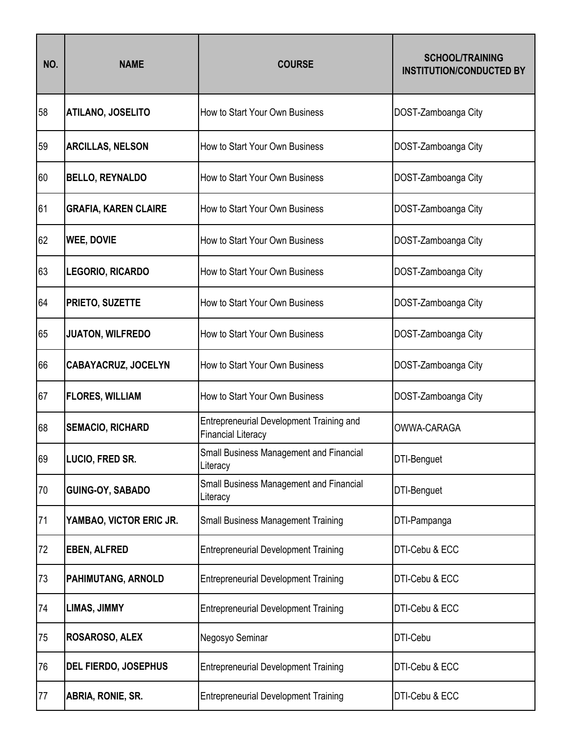| NO. | NAME | COURSE | SCHOOL/TRAINING INSTITUTION/CONDUCTED BY |
|---|---|---|---|
| 58 | **ATILANO, JOSELITO** | How to Start Your Own Business | DOST-Zamboanga City |
| 59 | **ARCILLAS, NELSON** | How to Start Your Own Business | DOST-Zamboanga City |
| 60 | **BELLO, REYNALDO** | How to Start Your Own Business | DOST-Zamboanga City |
| 61 | **GRAFIA, KAREN CLAIRE** | How to Start Your Own Business | DOST-Zamboanga City |
| 62 | **WEE, DOVIE** | How to Start Your Own Business | DOST-Zamboanga City |
| 63 | **LEGORIO, RICARDO** | How to Start Your Own Business | DOST-Zamboanga City |
| 64 | **PRIETO, SUZETTE** | How to Start Your Own Business | DOST-Zamboanga City |
| 65 | **JUATON, WILFREDO** | How to Start Your Own Business | DOST-Zamboanga City |
| 66 | **CABAYACRUZ, JOCELYN** | How to Start Your Own Business | DOST-Zamboanga City |
| 67 | **FLORES, WILLIAM** | How to Start Your Own Business | DOST-Zamboanga City |
| 68 | **SEMACIO, RICHARD** | Entrepreneurial Development Training and Financial Literacy | OWWA-CARAGA |
| 69 | **LUCIO, FRED SR.** | Small Business Management and Financial Literacy | DTI-Benguet |
| 70 | **GUING-OY, SABADO** | Small Business Management and Financial Literacy | DTI-Benguet |
| 71 | **YAMBAO, VICTOR ERIC JR.** | Small Business Management Training | DTI-Pampanga |
| 72 | **EBEN, ALFRED** | Entrepreneurial Development Training | DTI-Cebu & ECC |
| 73 | **PAHIMUTANG, ARNOLD** | Entrepreneurial Development Training | DTI-Cebu & ECC |
| 74 | **LIMAS, JIMMY** | Entrepreneurial Development Training | DTI-Cebu & ECC |
| 75 | **ROSAROSO, ALEX** | Negosyo Seminar | DTI-Cebu |
| 76 | **DEL FIERDO, JOSEPHUS** | Entrepreneurial Development Training | DTI-Cebu & ECC |
| 77 | **ABRIA, RONIE, SR.** | Entrepreneurial Development Training | DTI-Cebu & ECC |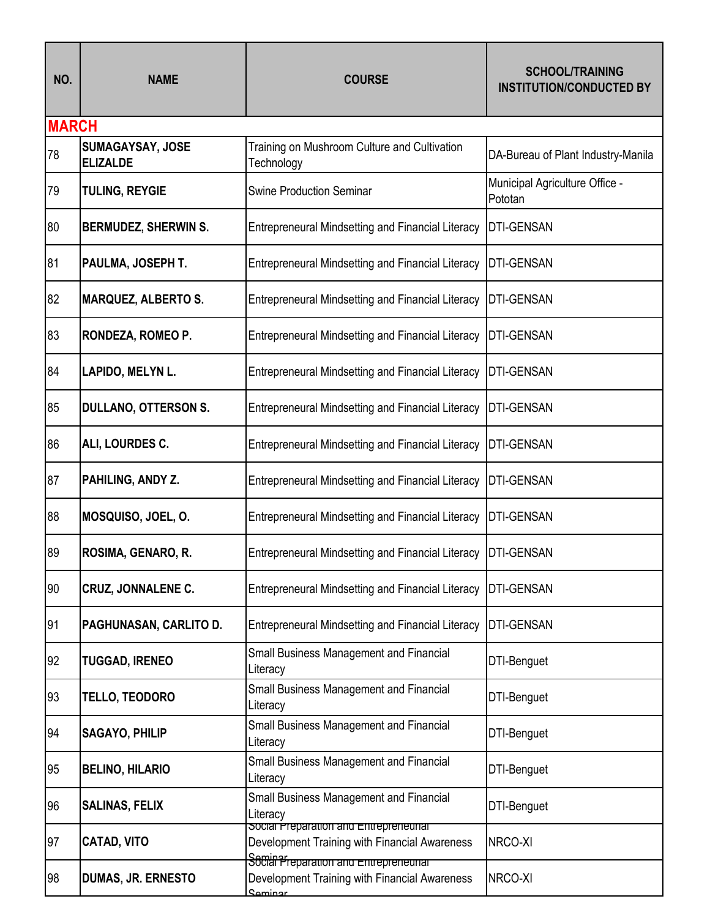| NO. | NAME | COURSE | SCHOOL/TRAINING INSTITUTION/CONDUCTED BY |
|---|---|---|---|
| **MARCH** | | | |
| 78 | **SUMAGAYSAY, JOSE ELIZALDE** | Training on Mushroom Culture and Cultivation Technology | DA-Bureau of Plant Industry-Manila |
| 79 | **TULING, REYGIE** | Swine Production Seminar | Municipal Agriculture Office - Pototan |
| 80 | **BERMUDEZ, SHERWIN S.** | Entrepreneural Mindsetting and Financial Literacy | DTI-GENSAN |
| 81 | **PAULMA, JOSEPH T.** | Entrepreneural Mindsetting and Financial Literacy | DTI-GENSAN |
| 82 | **MARQUEZ, ALBERTO S.** | Entrepreneural Mindsetting and Financial Literacy | DTI-GENSAN |
| 83 | **RONDEZA, ROMEO P.** | Entrepreneural Mindsetting and Financial Literacy | DTI-GENSAN |
| 84 | **LAPIDO, MELYN L.** | Entrepreneural Mindsetting and Financial Literacy | DTI-GENSAN |
| 85 | **DULLANO, OTTERSON S.** | Entrepreneural Mindsetting and Financial Literacy | DTI-GENSAN |
| 86 | **ALI, LOURDES C.** | Entrepreneural Mindsetting and Financial Literacy | DTI-GENSAN |
| 87 | **PAHILING, ANDY Z.** | Entrepreneural Mindsetting and Financial Literacy | DTI-GENSAN |
| 88 | **MOSQUISO, JOEL, O.** | Entrepreneural Mindsetting and Financial Literacy | DTI-GENSAN |
| 89 | **ROSIMA, GENARO, R.** | Entrepreneural Mindsetting and Financial Literacy | DTI-GENSAN |
| 90 | **CRUZ, JONNALENE C.** | Entrepreneural Mindsetting and Financial Literacy | DTI-GENSAN |
| 91 | **PAGHUNASAN, CARLITO D.** | Entrepreneural Mindsetting and Financial Literacy | DTI-GENSAN |
| 92 | **TUGGAD, IRENEO** | Small Business Management and Financial Literacy | DTI-Benguet |
| 93 | **TELLO, TEODORO** | Small Business Management and Financial Literacy | DTI-Benguet |
| 94 | **SAGAYO, PHILIP** | Small Business Management and Financial Literacy | DTI-Benguet |
| 95 | **BELINO, HILARIO** | Small Business Management and Financial Literacy | DTI-Benguet |
| 96 | **SALINAS, FELIX** | Small Business Management and Financial Literacy | DTI-Benguet |
| 97 | **CATAD, VITO** | Social Preparation and Entrepreneurial Development Training with Financial Awareness Seminar | NRCO-XI |
| 98 | **DUMAS, JR. ERNESTO** | Social Preparation and Entrepreneurial Development Training with Financial Awareness Seminar | NRCO-XI |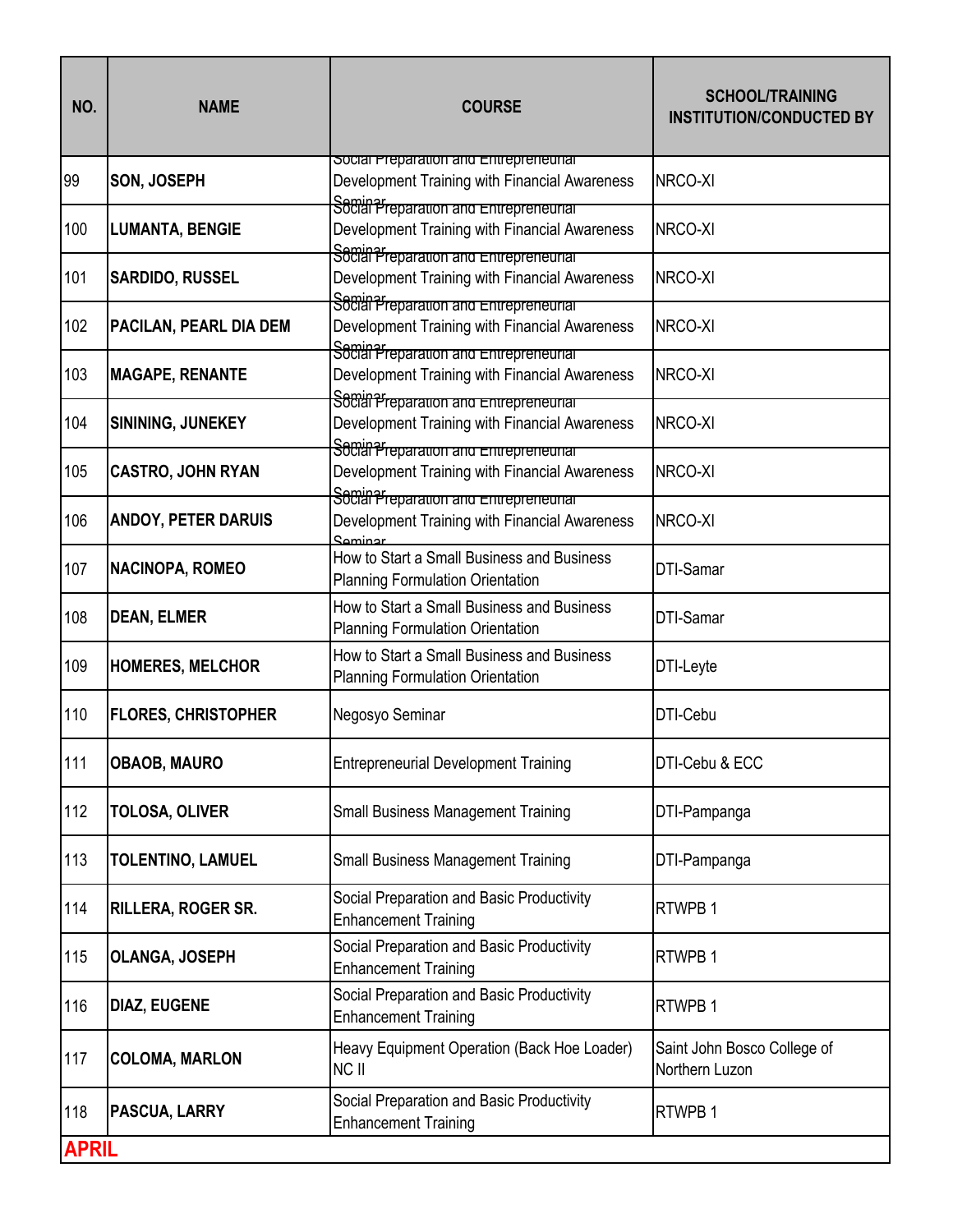| NO. | NAME | COURSE | SCHOOL/TRAINING INSTITUTION/CONDUCTED BY |
|---|---|---|---|
| 99 | **SON, JOSEPH** | Social Preparation and Entrepreneurial Development Training with Financial Awareness Seminar | NRCO-XI |
| 100 | **LUMANTA, BENGIE** | Social Preparation and Entrepreneurial Development Training with Financial Awareness Seminar | NRCO-XI |
| 101 | **SARDIDO, RUSSEL** | Social Preparation and Entrepreneurial Development Training with Financial Awareness Seminar | NRCO-XI |
| 102 | **PACILAN, PEARL DIA DEM** | Social Preparation and Entrepreneurial Development Training with Financial Awareness Seminar | NRCO-XI |
| 103 | **MAGAPE, RENANTE** | Social Preparation and Entrepreneurial Development Training with Financial Awareness Seminar | NRCO-XI |
| 104 | **SININING, JUNEKEY** | Social Preparation and Entrepreneurial Development Training with Financial Awareness Seminar | NRCO-XI |
| 105 | **CASTRO, JOHN RYAN** | Social Preparation and Entrepreneurial Development Training with Financial Awareness Seminar | NRCO-XI |
| 106 | **ANDOY, PETER DARUIS** | Social Preparation and Entrepreneurial Development Training with Financial Awareness Seminar | NRCO-XI |
| 107 | **NACINOPA, ROMEO** | How to Start a Small Business and Business Planning Formulation Orientation | DTI-Samar |
| 108 | **DEAN, ELMER** | How to Start a Small Business and Business Planning Formulation Orientation | DTI-Samar |
| 109 | **HOMERES, MELCHOR** | How to Start a Small Business and Business Planning Formulation Orientation | DTI-Leyte |
| 110 | **FLORES, CHRISTOPHER** | Negosyo Seminar | DTI-Cebu |
| 111 | **OBAOB, MAURO** | Entrepreneurial Development Training | DTI-Cebu & ECC |
| 112 | **TOLOSA, OLIVER** | Small Business Management Training | DTI-Pampanga |
| 113 | **TOLENTINO, LAMUEL** | Small Business Management Training | DTI-Pampanga |
| 114 | **RILLERA, ROGER SR.** | Social Preparation and Basic Productivity Enhancement Training | RTWPB 1 |
| 115 | **OLANGA, JOSEPH** | Social Preparation and Basic Productivity Enhancement Training | RTWPB 1 |
| 116 | **DIAZ, EUGENE** | Social Preparation and Basic Productivity Enhancement Training | RTWPB 1 |
| 117 | **COLOMA, MARLON** | Heavy Equipment Operation (Back Hoe Loader) NC II | Saint John Bosco College of Northern Luzon |
| 118 | **PASCUA, LARRY** | Social Preparation and Basic Productivity Enhancement Training | RTWPB 1 |
| **APRIL** | | | |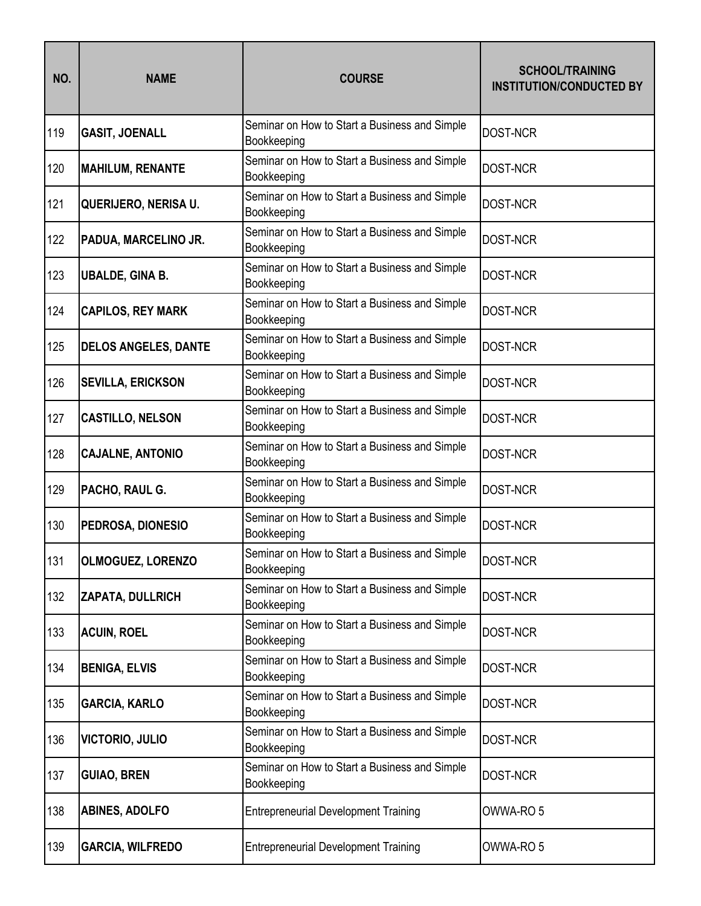| NO. | NAME | COURSE | SCHOOL/TRAINING INSTITUTION/CONDUCTED BY |
|---|---|---|---|
| 119 | **GASIT, JOENALL** | Seminar on How to Start a Business and Simple Bookkeeping | DOST-NCR |
| 120 | **MAHILUM, RENANTE** | Seminar on How to Start a Business and Simple Bookkeeping | DOST-NCR |
| 121 | **QUERIJERO, NERISA U.** | Seminar on How to Start a Business and Simple Bookkeeping | DOST-NCR |
| 122 | **PADUA, MARCELINO JR.** | Seminar on How to Start a Business and Simple Bookkeeping | DOST-NCR |
| 123 | **UBALDE, GINA B.** | Seminar on How to Start a Business and Simple Bookkeeping | DOST-NCR |
| 124 | **CAPILOS, REY MARK** | Seminar on How to Start a Business and Simple Bookkeeping | DOST-NCR |
| 125 | **DELOS ANGELES, DANTE** | Seminar on How to Start a Business and Simple Bookkeeping | DOST-NCR |
| 126 | **SEVILLA, ERICKSON** | Seminar on How to Start a Business and Simple Bookkeeping | DOST-NCR |
| 127 | **CASTILLO, NELSON** | Seminar on How to Start a Business and Simple Bookkeeping | DOST-NCR |
| 128 | **CAJALNE, ANTONIO** | Seminar on How to Start a Business and Simple Bookkeeping | DOST-NCR |
| 129 | **PACHO, RAUL G.** | Seminar on How to Start a Business and Simple Bookkeeping | DOST-NCR |
| 130 | **PEDROSA, DIONESIO** | Seminar on How to Start a Business and Simple Bookkeeping | DOST-NCR |
| 131 | **OLMOGUEZ, LORENZO** | Seminar on How to Start a Business and Simple Bookkeeping | DOST-NCR |
| 132 | **ZAPATA, DULLRICH** | Seminar on How to Start a Business and Simple Bookkeeping | DOST-NCR |
| 133 | **ACUIN, ROEL** | Seminar on How to Start a Business and Simple Bookkeeping | DOST-NCR |
| 134 | **BENIGA, ELVIS** | Seminar on How to Start a Business and Simple Bookkeeping | DOST-NCR |
| 135 | **GARCIA, KARLO** | Seminar on How to Start a Business and Simple Bookkeeping | DOST-NCR |
| 136 | **VICTORIO, JULIO** | Seminar on How to Start a Business and Simple Bookkeeping | DOST-NCR |
| 137 | **GUIAO, BREN** | Seminar on How to Start a Business and Simple Bookkeeping | DOST-NCR |
| 138 | **ABINES, ADOLFO** | Entrepreneurial Development Training | OWWA-RO 5 |
| 139 | **GARCIA, WILFREDO** | Entrepreneurial Development Training | OWWA-RO 5 |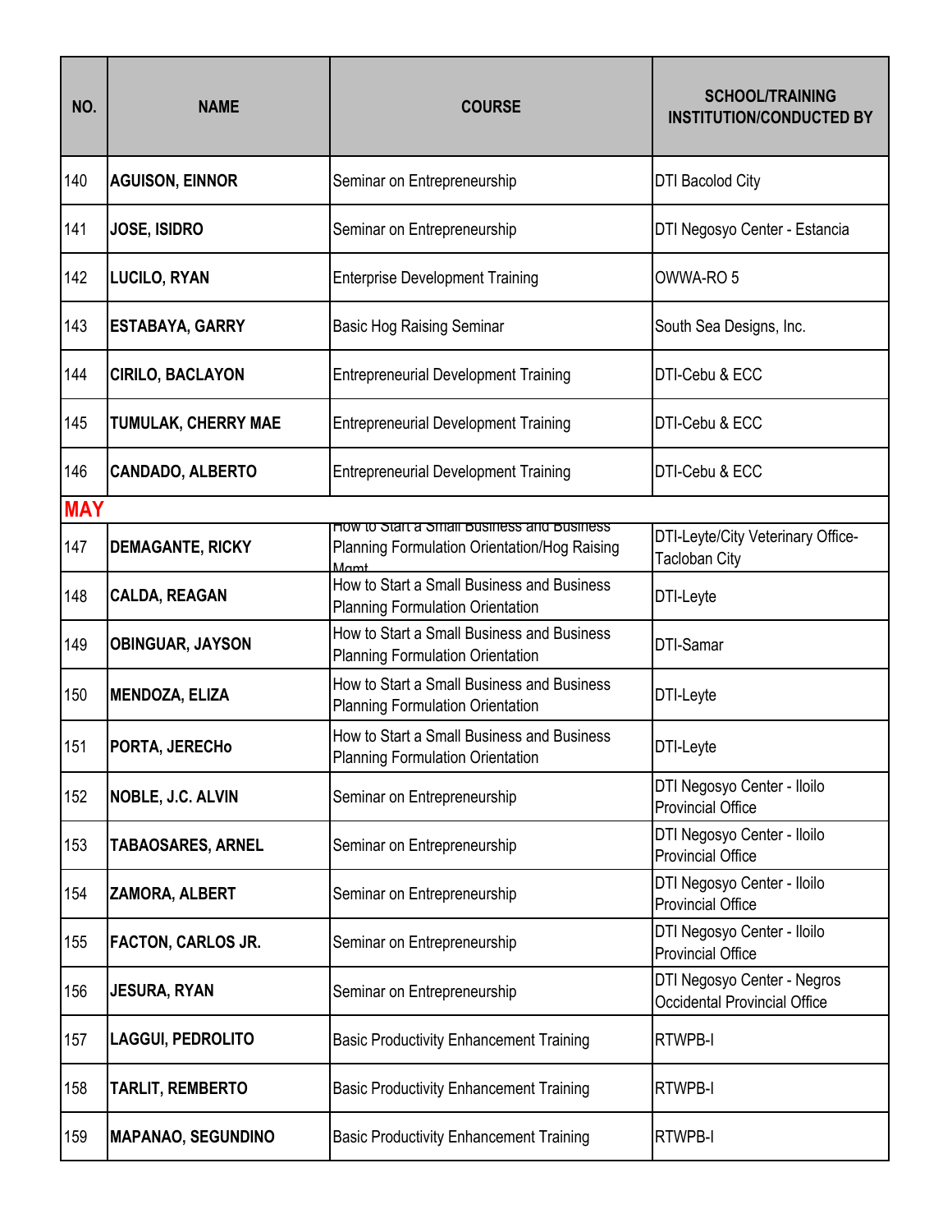| NO. | NAME | COURSE | SCHOOL/TRAINING INSTITUTION/CONDUCTED BY |
|---|---|---|---|
| 140 | **AGUISON, EINNOR** | Seminar on Entrepreneurship | DTI Bacolod City |
| 141 | **JOSE, ISIDRO** | Seminar on Entrepreneurship | DTI Negosyo Center - Estancia |
| 142 | **LUCILO, RYAN** | Enterprise Development Training | OWWA-RO 5 |
| 143 | **ESTABAYA, GARRY** | Basic Hog Raising Seminar | South Sea Designs, Inc. |
| 144 | **CIRILO, BACLAYON** | Entrepreneurial Development Training | DTI-Cebu & ECC |
| 145 | **TUMULAK, CHERRY MAE** | Entrepreneurial Development Training | DTI-Cebu & ECC |
| 146 | **CANDADO, ALBERTO** | Entrepreneurial Development Training | DTI-Cebu & ECC |
| **MAY** | | | |
| 147 | **DEMAGANTE, RICKY** | How to Start a Small Business and Business Planning Formulation Orientation/Hog Raising Mgmt | DTI-Leyte/City Veterinary Office-Tacloban City |
| 148 | **CALDA, REAGAN** | How to Start a Small Business and Business Planning Formulation Orientation | DTI-Leyte |
| 149 | **OBINGUAR, JAYSON** | How to Start a Small Business and Business Planning Formulation Orientation | DTI-Samar |
| 150 | **MENDOZA, ELIZA** | How to Start a Small Business and Business Planning Formulation Orientation | DTI-Leyte |
| 151 | **PORTA, JERECHo** | How to Start a Small Business and Business Planning Formulation Orientation | DTI-Leyte |
| 152 | **NOBLE, J.C. ALVIN** | Seminar on Entrepreneurship | DTI Negosyo Center - Iloilo Provincial Office |
| 153 | **TABAOSARES, ARNEL** | Seminar on Entrepreneurship | DTI Negosyo Center - Iloilo Provincial Office |
| 154 | **ZAMORA, ALBERT** | Seminar on Entrepreneurship | DTI Negosyo Center - Iloilo Provincial Office |
| 155 | **FACTON, CARLOS JR.** | Seminar on Entrepreneurship | DTI Negosyo Center - Iloilo Provincial Office |
| 156 | **JESURA, RYAN** | Seminar on Entrepreneurship | DTI Negosyo Center - Negros Occidental Provincial Office |
| 157 | **LAGGUI, PEDROLITO** | Basic Productivity Enhancement Training | RTWPB-I |
| 158 | **TARLIT, REMBERTO** | Basic Productivity Enhancement Training | RTWPB-I |
| 159 | **MAPANAO, SEGUNDINO** | Basic Productivity Enhancement Training | RTWPB-I |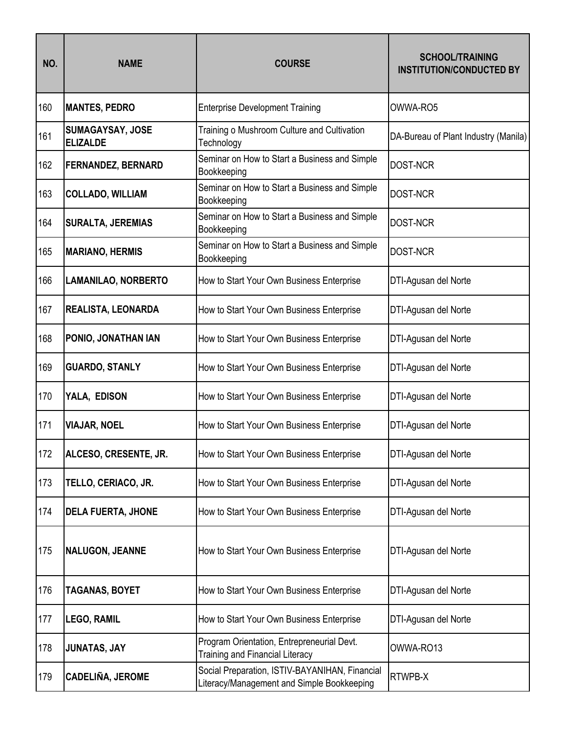| NO. | NAME | COURSE | SCHOOL/TRAINING INSTITUTION/CONDUCTED BY |
|---|---|---|---|
| 160 | **MANTES, PEDRO** | Enterprise Development Training | OWWA-RO5 |
| 161 | **SUMAGAYSAY, JOSE ELIZALDE** | Training o Mushroom Culture and Cultivation Technology | DA-Bureau of Plant Industry (Manila) |
| 162 | **FERNANDEZ, BERNARD** | Seminar on How to Start a Business and Simple Bookkeeping | DOST-NCR |
| 163 | **COLLADO, WILLIAM** | Seminar on How to Start a Business and Simple Bookkeeping | DOST-NCR |
| 164 | **SURALTA, JEREMIAS** | Seminar on How to Start a Business and Simple Bookkeeping | DOST-NCR |
| 165 | **MARIANO, HERMIS** | Seminar on How to Start a Business and Simple Bookkeeping | DOST-NCR |
| 166 | **LAMANILAO, NORBERTO** | How to Start Your Own Business Enterprise | DTI-Agusan del Norte |
| 167 | **REALISTA, LEONARDA** | How to Start Your Own Business Enterprise | DTI-Agusan del Norte |
| 168 | **PONIO, JONATHAN IAN** | How to Start Your Own Business Enterprise | DTI-Agusan del Norte |
| 169 | **GUARDO, STANLY** | How to Start Your Own Business Enterprise | DTI-Agusan del Norte |
| 170 | **YALA, EDISON** | How to Start Your Own Business Enterprise | DTI-Agusan del Norte |
| 171 | **VIAJAR, NOEL** | How to Start Your Own Business Enterprise | DTI-Agusan del Norte |
| 172 | **ALCESO, CRESENTE, JR.** | How to Start Your Own Business Enterprise | DTI-Agusan del Norte |
| 173 | **TELLO, CERIACO, JR.** | How to Start Your Own Business Enterprise | DTI-Agusan del Norte |
| 174 | **DELA FUERTA, JHONE** | How to Start Your Own Business Enterprise | DTI-Agusan del Norte |
| 175 | **NALUGON, JEANNE** | How to Start Your Own Business Enterprise | DTI-Agusan del Norte |
| 176 | **TAGANAS, BOYET** | How to Start Your Own Business Enterprise | DTI-Agusan del Norte |
| 177 | **LEGO, RAMIL** | How to Start Your Own Business Enterprise | DTI-Agusan del Norte |
| 178 | **JUNATAS, JAY** | Program Orientation, Entrepreneurial Devt. Training and Financial Literacy | OWWA-RO13 |
| 179 | **CADELIÑA, JEROME** | Social Preparation, ISTIV-BAYANIHAN, Financial Literacy/Management and Simple Bookkeeping | RTWPB-X |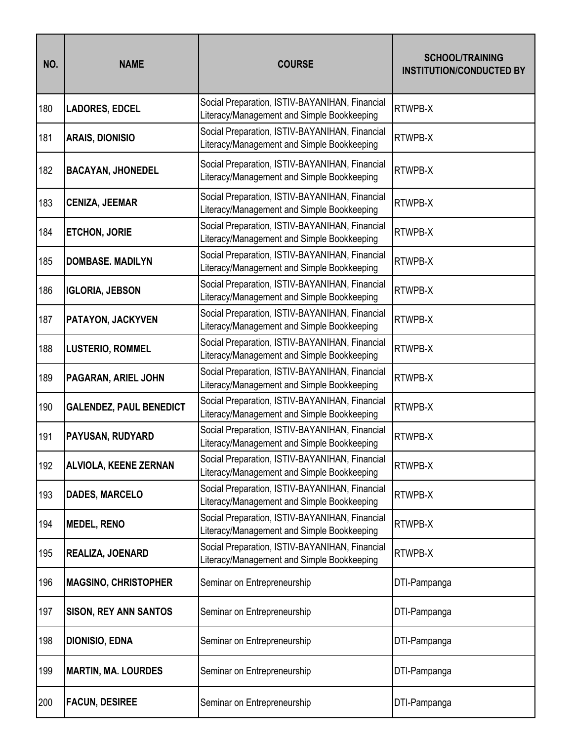| NO. | NAME | COURSE | SCHOOL/TRAINING INSTITUTION/CONDUCTED BY |
|---|---|---|---|
| 180 | **LADORES, EDCEL** | Social Preparation, ISTIV-BAYANIHAN, Financial Literacy/Management and Simple Bookkeeping | RTWPB-X |
| 181 | **ARAIS, DIONISIO** | Social Preparation, ISTIV-BAYANIHAN, Financial Literacy/Management and Simple Bookkeeping | RTWPB-X |
| 182 | **BACAYAN, JHONEDEL** | Social Preparation, ISTIV-BAYANIHAN, Financial Literacy/Management and Simple Bookkeeping | RTWPB-X |
| 183 | **CENIZA, JEEMAR** | Social Preparation, ISTIV-BAYANIHAN, Financial Literacy/Management and Simple Bookkeeping | RTWPB-X |
| 184 | **ETCHON, JORIE** | Social Preparation, ISTIV-BAYANIHAN, Financial Literacy/Management and Simple Bookkeeping | RTWPB-X |
| 185 | **DOMBASE. MADILYN** | Social Preparation, ISTIV-BAYANIHAN, Financial Literacy/Management and Simple Bookkeeping | RTWPB-X |
| 186 | **IGLORIA, JEBSON** | Social Preparation, ISTIV-BAYANIHAN, Financial Literacy/Management and Simple Bookkeeping | RTWPB-X |
| 187 | **PATAYON, JACKYVEN** | Social Preparation, ISTIV-BAYANIHAN, Financial Literacy/Management and Simple Bookkeeping | RTWPB-X |
| 188 | **LUSTERIO, ROMMEL** | Social Preparation, ISTIV-BAYANIHAN, Financial Literacy/Management and Simple Bookkeeping | RTWPB-X |
| 189 | **PAGARAN, ARIEL JOHN** | Social Preparation, ISTIV-BAYANIHAN, Financial Literacy/Management and Simple Bookkeeping | RTWPB-X |
| 190 | **GALENDEZ, PAUL BENEDICT** | Social Preparation, ISTIV-BAYANIHAN, Financial Literacy/Management and Simple Bookkeeping | RTWPB-X |
| 191 | **PAYUSAN, RUDYARD** | Social Preparation, ISTIV-BAYANIHAN, Financial Literacy/Management and Simple Bookkeeping | RTWPB-X |
| 192 | **ALVIOLA, KEENE ZERNAN** | Social Preparation, ISTIV-BAYANIHAN, Financial Literacy/Management and Simple Bookkeeping | RTWPB-X |
| 193 | **DADES, MARCELO** | Social Preparation, ISTIV-BAYANIHAN, Financial Literacy/Management and Simple Bookkeeping | RTWPB-X |
| 194 | **MEDEL, RENO** | Social Preparation, ISTIV-BAYANIHAN, Financial Literacy/Management and Simple Bookkeeping | RTWPB-X |
| 195 | **REALIZA, JOENARD** | Social Preparation, ISTIV-BAYANIHAN, Financial Literacy/Management and Simple Bookkeeping | RTWPB-X |
| 196 | **MAGSINO, CHRISTOPHER** | Seminar on Entrepreneurship | DTI-Pampanga |
| 197 | **SISON, REY ANN SANTOS** | Seminar on Entrepreneurship | DTI-Pampanga |
| 198 | **DIONISIO, EDNA** | Seminar on Entrepreneurship | DTI-Pampanga |
| 199 | **MARTIN, MA. LOURDES** | Seminar on Entrepreneurship | DTI-Pampanga |
| 200 | **FACUN, DESIREE** | Seminar on Entrepreneurship | DTI-Pampanga |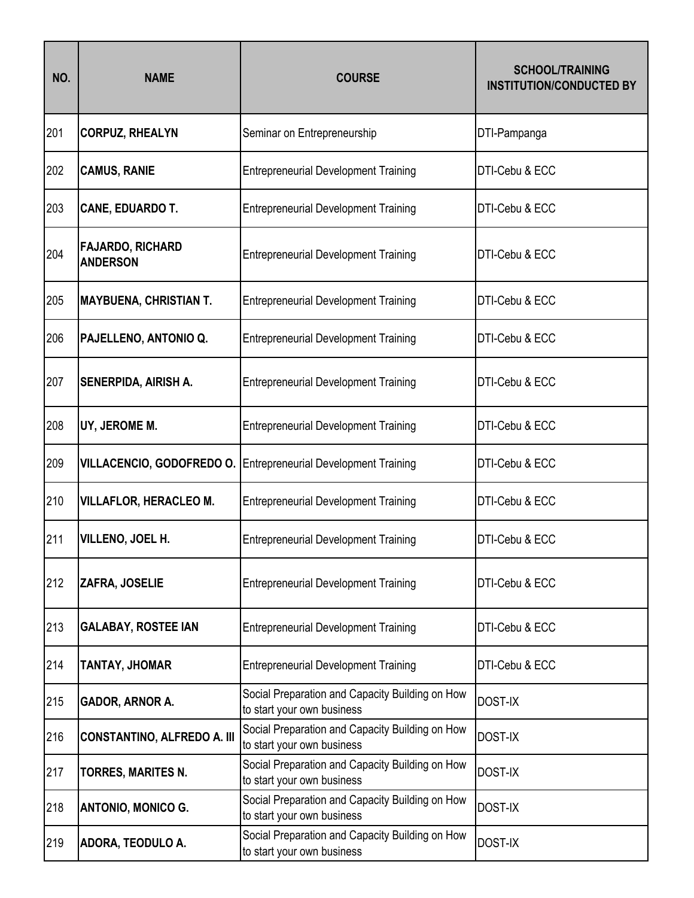| NO. | NAME | COURSE | SCHOOL/TRAINING INSTITUTION/CONDUCTED BY |
|---|---|---|---|
| 201 | **CORPUZ, RHEALYN** | Seminar on Entrepreneurship | DTI-Pampanga |
| 202 | **CAMUS, RANIE** | Entrepreneurial Development Training | DTI-Cebu & ECC |
| 203 | **CANE, EDUARDO T.** | Entrepreneurial Development Training | DTI-Cebu & ECC |
| 204 | **FAJARDO, RICHARD ANDERSON** | Entrepreneurial Development Training | DTI-Cebu & ECC |
| 205 | **MAYBUENA, CHRISTIAN T.** | Entrepreneurial Development Training | DTI-Cebu & ECC |
| 206 | **PAJELLENO, ANTONIO Q.** | Entrepreneurial Development Training | DTI-Cebu & ECC |
| 207 | **SENERPIDA, AIRISH A.** | Entrepreneurial Development Training | DTI-Cebu & ECC |
| 208 | **UY, JEROME M.** | Entrepreneurial Development Training | DTI-Cebu & ECC |
| 209 | **VILLACENCIO, GODOFREDO O.** | Entrepreneurial Development Training | DTI-Cebu & ECC |
| 210 | **VILLAFLOR, HERACLEO M.** | Entrepreneurial Development Training | DTI-Cebu & ECC |
| 211 | **VILLENO, JOEL H.** | Entrepreneurial Development Training | DTI-Cebu & ECC |
| 212 | **ZAFRA, JOSELIE** | Entrepreneurial Development Training | DTI-Cebu & ECC |
| 213 | **GALABAY, ROSTEE IAN** | Entrepreneurial Development Training | DTI-Cebu & ECC |
| 214 | **TANTAY, JHOMAR** | Entrepreneurial Development Training | DTI-Cebu & ECC |
| 215 | **GADOR, ARNOR A.** | Social Preparation and Capacity Building on How to start your own business | DOST-IX |
| 216 | **CONSTANTINO, ALFREDO A. III** | Social Preparation and Capacity Building on How to start your own business | DOST-IX |
| 217 | **TORRES, MARITES N.** | Social Preparation and Capacity Building on How to start your own business | DOST-IX |
| 218 | **ANTONIO, MONICO G.** | Social Preparation and Capacity Building on How to start your own business | DOST-IX |
| 219 | **ADORA, TEODULO A.** | Social Preparation and Capacity Building on How to start your own business | DOST-IX |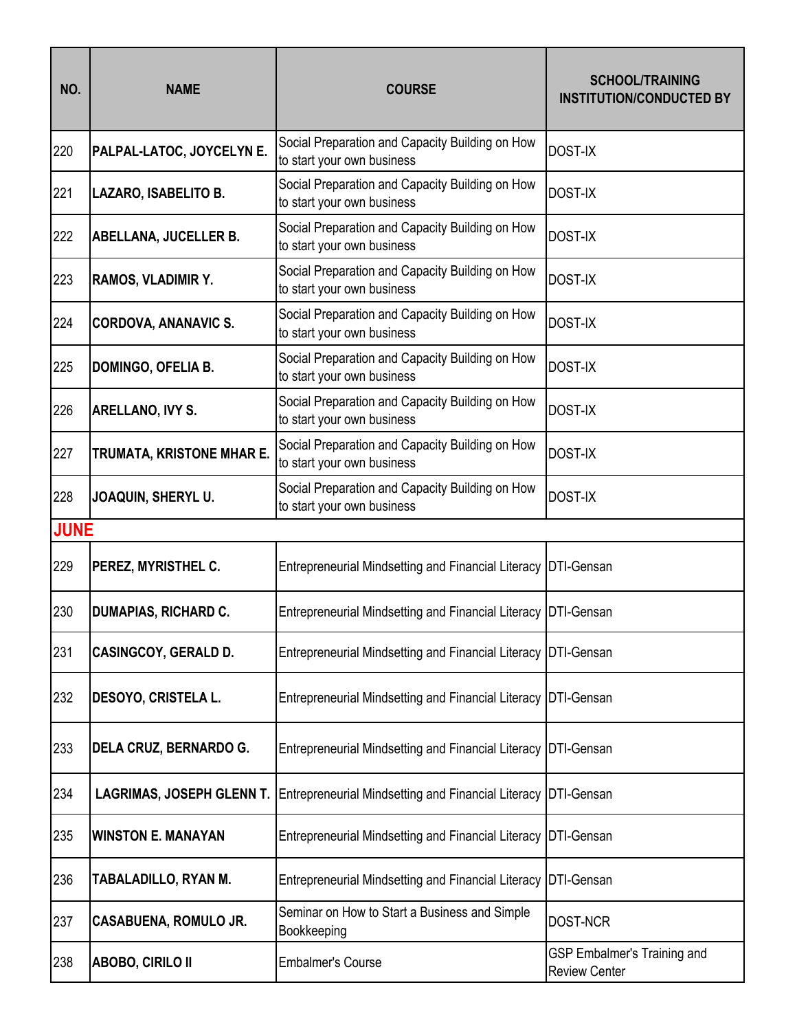| NO. | NAME | COURSE | SCHOOL/TRAINING INSTITUTION/CONDUCTED BY |
|---|---|---|---|
| 220 | **PALPAL-LATOC, JOYCELYN E.** | Social Preparation and Capacity Building on How to start your own business | DOST-IX |
| 221 | **LAZARO, ISABELITO B.** | Social Preparation and Capacity Building on How to start your own business | DOST-IX |
| 222 | **ABELLANA, JUCELLER B.** | Social Preparation and Capacity Building on How to start your own business | DOST-IX |
| 223 | **RAMOS, VLADIMIR Y.** | Social Preparation and Capacity Building on How to start your own business | DOST-IX |
| 224 | **CORDOVA, ANANAVIC S.** | Social Preparation and Capacity Building on How to start your own business | DOST-IX |
| 225 | **DOMINGO, OFELIA B.** | Social Preparation and Capacity Building on How to start your own business | DOST-IX |
| 226 | **ARELLANO, IVY S.** | Social Preparation and Capacity Building on How to start your own business | DOST-IX |
| 227 | **TRUMATA, KRISTONE MHAR E.** | Social Preparation and Capacity Building on How to start your own business | DOST-IX |
| 228 | **JOAQUIN, SHERYL U.** | Social Preparation and Capacity Building on How to start your own business | DOST-IX |
| **JUNE** | | | |
| 229 | **PEREZ, MYRISTHEL C.** | Entrepreneurial Mindsetting and Financial Literacy | DTI-Gensan |
| 230 | **DUMAPIAS, RICHARD C.** | Entrepreneurial Mindsetting and Financial Literacy | DTI-Gensan |
| 231 | **CASINGCOY, GERALD D.** | Entrepreneurial Mindsetting and Financial Literacy | DTI-Gensan |
| 232 | **DESOYO, CRISTELA L.** | Entrepreneurial Mindsetting and Financial Literacy | DTI-Gensan |
| 233 | **DELA CRUZ, BERNARDO G.** | Entrepreneurial Mindsetting and Financial Literacy | DTI-Gensan |
| 234 | **LAGRIMAS, JOSEPH GLENN T.** | Entrepreneurial Mindsetting and Financial Literacy | DTI-Gensan |
| 235 | **WINSTON E. MANAYAN** | Entrepreneurial Mindsetting and Financial Literacy | DTI-Gensan |
| 236 | **TABALADILLO, RYAN M.** | Entrepreneurial Mindsetting and Financial Literacy | DTI-Gensan |
| 237 | **CASABUENA, ROMULO JR.** | Seminar on How to Start a Business and Simple Bookkeeping | DOST-NCR |
| 238 | **ABOBO, CIRILO II** | Embalmer's Course | GSP Embalmer's Training and Review Center |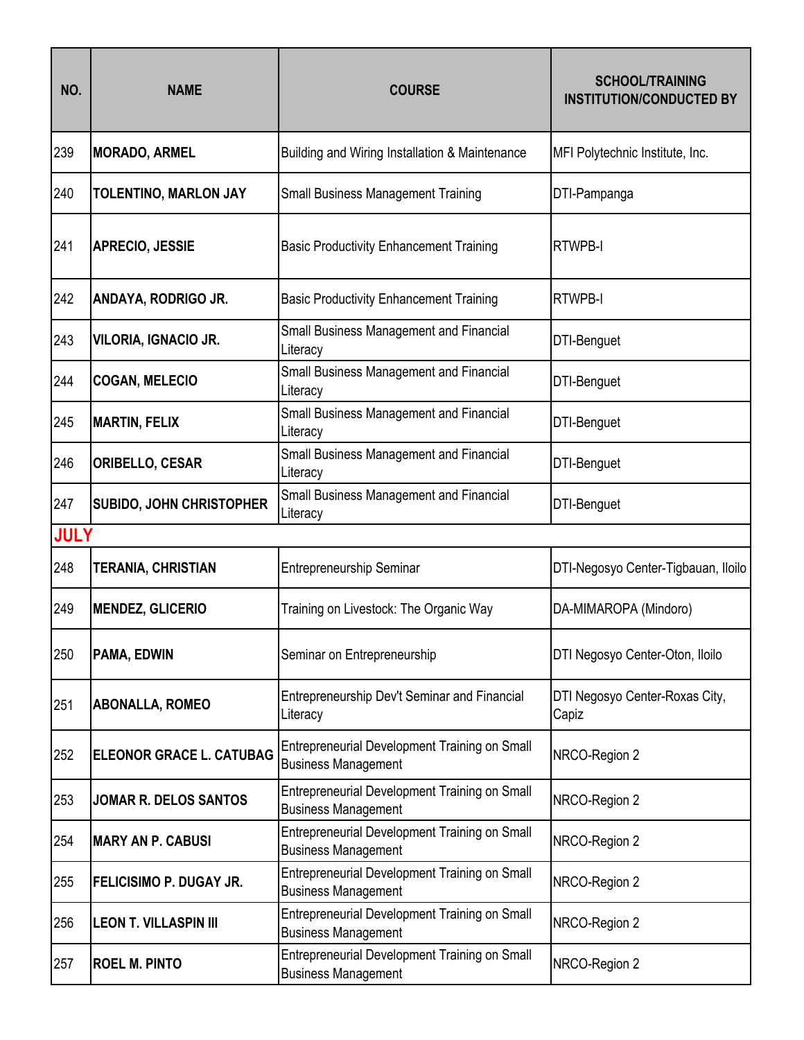| NO. | NAME | COURSE | SCHOOL/TRAINING INSTITUTION/CONDUCTED BY |
|---|---|---|---|
| 239 | **MORADO, ARMEL** | Building and Wiring Installation & Maintenance | MFI Polytechnic Institute, Inc. |
| 240 | **TOLENTINO, MARLON JAY** | Small Business Management Training | DTI-Pampanga |
| 241 | **APRECIO, JESSIE** | Basic Productivity Enhancement Training | RTWPB-I |
| 242 | **ANDAYA, RODRIGO JR.** | Basic Productivity Enhancement Training | RTWPB-I |
| 243 | **VILORIA, IGNACIO JR.** | Small Business Management and Financial Literacy | DTI-Benguet |
| 244 | **COGAN, MELECIO** | Small Business Management and Financial Literacy | DTI-Benguet |
| 245 | **MARTIN, FELIX** | Small Business Management and Financial Literacy | DTI-Benguet |
| 246 | **ORIBELLO, CESAR** | Small Business Management and Financial Literacy | DTI-Benguet |
| 247 | **SUBIDO, JOHN CHRISTOPHER** | Small Business Management and Financial Literacy | DTI-Benguet |
| **JULY** | | | |
| 248 | **TERANIA, CHRISTIAN** | Entrepreneurship Seminar | DTI-Negosyo Center-Tigbauan, Iloilo |
| 249 | **MENDEZ, GLICERIO** | Training on Livestock: The Organic Way | DA-MIMAROPA (Mindoro) |
| 250 | **PAMA, EDWIN** | Seminar on Entrepreneurship | DTI Negosyo Center-Oton, Iloilo |
| 251 | **ABONALLA, ROMEO** | Entrepreneurship Dev't Seminar and Financial Literacy | DTI Negosyo Center-Roxas City, Capiz |
| 252 | **ELEONOR GRACE L. CATUBAG** | Entrepreneurial Development Training on Small Business Management | NRCO-Region 2 |
| 253 | **JOMAR R. DELOS SANTOS** | Entrepreneurial Development Training on Small Business Management | NRCO-Region 2 |
| 254 | **MARY AN P. CABUSI** | Entrepreneurial Development Training on Small Business Management | NRCO-Region 2 |
| 255 | **FELICISIMO P. DUGAY JR.** | Entrepreneurial Development Training on Small Business Management | NRCO-Region 2 |
| 256 | **LEON T. VILLASPIN III** | Entrepreneurial Development Training on Small Business Management | NRCO-Region 2 |
| 257 | **ROEL M. PINTO** | Entrepreneurial Development Training on Small Business Management | NRCO-Region 2 |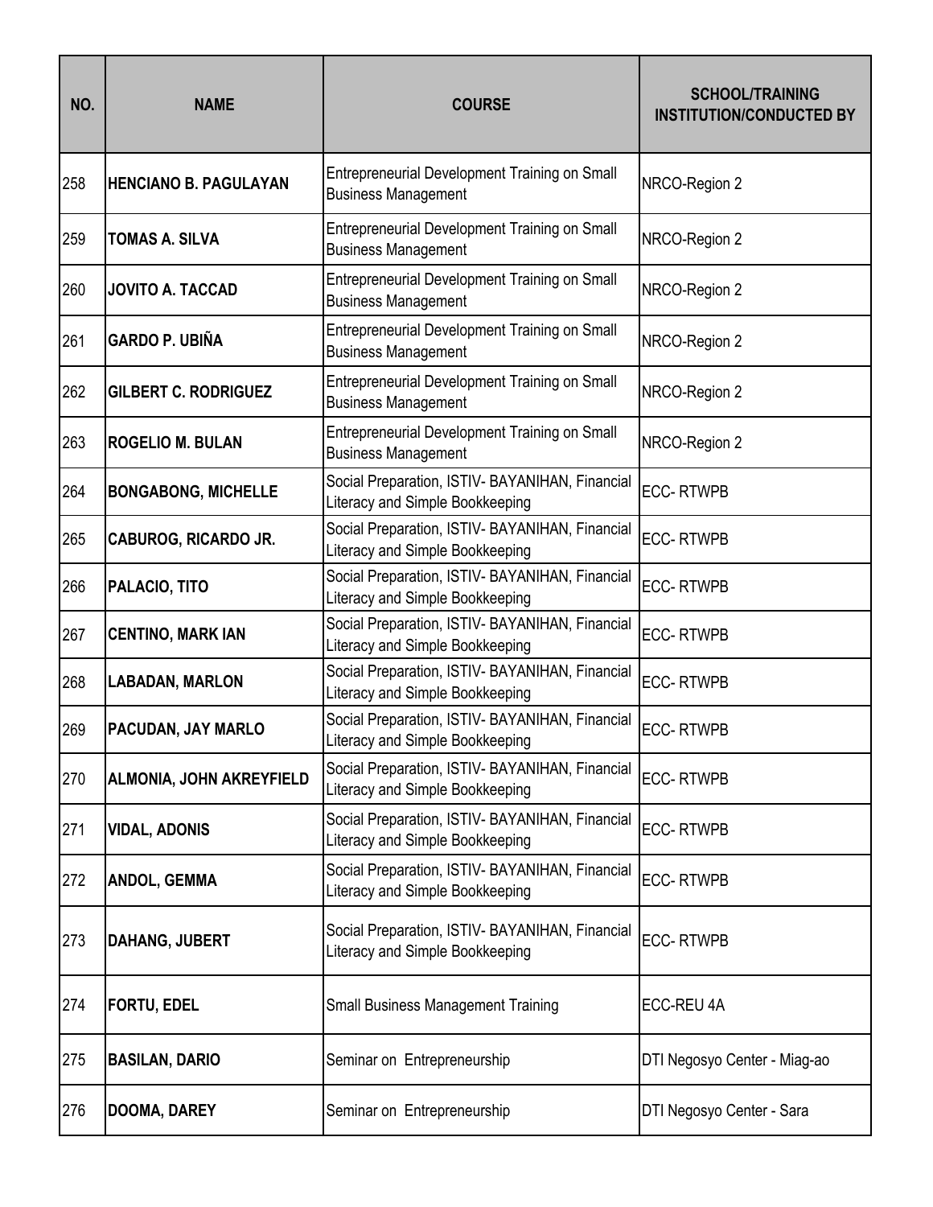| NO. | NAME | COURSE | SCHOOL/TRAINING INSTITUTION/CONDUCTED BY |
|---|---|---|---|
| 258 | **HENCIANO B. PAGULAYAN** | Entrepreneurial Development Training on Small Business Management | NRCO-Region 2 |
| 259 | **TOMAS A. SILVA** | Entrepreneurial Development Training on Small Business Management | NRCO-Region 2 |
| 260 | **JOVITO A. TACCAD** | Entrepreneurial Development Training on Small Business Management | NRCO-Region 2 |
| 261 | **GARDO P. UBIÑA** | Entrepreneurial Development Training on Small Business Management | NRCO-Region 2 |
| 262 | **GILBERT C. RODRIGUEZ** | Entrepreneurial Development Training on Small Business Management | NRCO-Region 2 |
| 263 | **ROGELIO M. BULAN** | Entrepreneurial Development Training on Small Business Management | NRCO-Region 2 |
| 264 | **BONGABONG, MICHELLE** | Social Preparation, ISTIV- BAYANIHAN, Financial Literacy and Simple Bookkeeping | ECC- RTWPB |
| 265 | **CABUROG, RICARDO JR.** | Social Preparation, ISTIV- BAYANIHAN, Financial Literacy and Simple Bookkeeping | ECC- RTWPB |
| 266 | **PALACIO, TITO** | Social Preparation, ISTIV- BAYANIHAN, Financial Literacy and Simple Bookkeeping | ECC- RTWPB |
| 267 | **CENTINO, MARK IAN** | Social Preparation, ISTIV- BAYANIHAN, Financial Literacy and Simple Bookkeeping | ECC- RTWPB |
| 268 | **LABADAN, MARLON** | Social Preparation, ISTIV- BAYANIHAN, Financial Literacy and Simple Bookkeeping | ECC- RTWPB |
| 269 | **PACUDAN, JAY MARLO** | Social Preparation, ISTIV- BAYANIHAN, Financial Literacy and Simple Bookkeeping | ECC- RTWPB |
| 270 | **ALMONIA, JOHN AKREYFIELD** | Social Preparation, ISTIV- BAYANIHAN, Financial Literacy and Simple Bookkeeping | ECC- RTWPB |
| 271 | **VIDAL, ADONIS** | Social Preparation, ISTIV- BAYANIHAN, Financial Literacy and Simple Bookkeeping | ECC- RTWPB |
| 272 | **ANDOL, GEMMA** | Social Preparation, ISTIV- BAYANIHAN, Financial Literacy and Simple Bookkeeping | ECC- RTWPB |
| 273 | **DAHANG, JUBERT** | Social Preparation, ISTIV- BAYANIHAN, Financial Literacy and Simple Bookkeeping | ECC- RTWPB |
| 274 | **FORTU, EDEL** | Small Business Management Training | ECC-REU 4A |
| 275 | **BASILAN, DARIO** | Seminar on Entrepreneurship | DTI Negosyo Center - Miag-ao |
| 276 | **DOOMA, DAREY** | Seminar on Entrepreneurship | DTI Negosyo Center - Sara |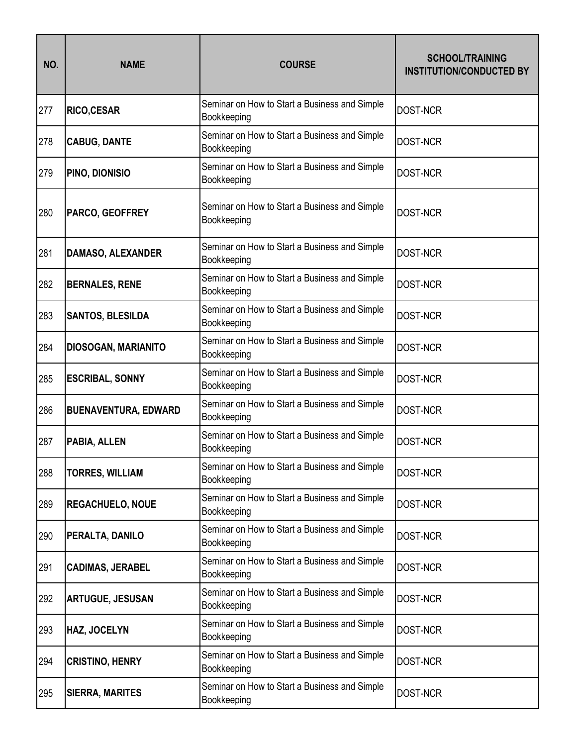| NO. | NAME | COURSE | SCHOOL/TRAINING INSTITUTION/CONDUCTED BY |
|---|---|---|---|
| 277 | **RICO,CESAR** | Seminar on How to Start a Business and Simple Bookkeeping | DOST-NCR |
| 278 | **CABUG, DANTE** | Seminar on How to Start a Business and Simple Bookkeeping | DOST-NCR |
| 279 | **PINO, DIONISIO** | Seminar on How to Start a Business and Simple Bookkeeping | DOST-NCR |
| 280 | **PARCO, GEOFFREY** | Seminar on How to Start a Business and Simple Bookkeeping | DOST-NCR |
| 281 | **DAMASO, ALEXANDER** | Seminar on How to Start a Business and Simple Bookkeeping | DOST-NCR |
| 282 | **BERNALES, RENE** | Seminar on How to Start a Business and Simple Bookkeeping | DOST-NCR |
| 283 | **SANTOS, BLESILDA** | Seminar on How to Start a Business and Simple Bookkeeping | DOST-NCR |
| 284 | **DIOSOGAN, MARIANITO** | Seminar on How to Start a Business and Simple Bookkeeping | DOST-NCR |
| 285 | **ESCRIBAL, SONNY** | Seminar on How to Start a Business and Simple Bookkeeping | DOST-NCR |
| 286 | **BUENAVENTURA, EDWARD** | Seminar on How to Start a Business and Simple Bookkeeping | DOST-NCR |
| 287 | **PABIA, ALLEN** | Seminar on How to Start a Business and Simple Bookkeeping | DOST-NCR |
| 288 | **TORRES, WILLIAM** | Seminar on How to Start a Business and Simple Bookkeeping | DOST-NCR |
| 289 | **REGACHUELO, NOUE** | Seminar on How to Start a Business and Simple Bookkeeping | DOST-NCR |
| 290 | **PERALTA, DANILO** | Seminar on How to Start a Business and Simple Bookkeeping | DOST-NCR |
| 291 | **CADIMAS, JERABEL** | Seminar on How to Start a Business and Simple Bookkeeping | DOST-NCR |
| 292 | **ARTUGUE, JESUSAN** | Seminar on How to Start a Business and Simple Bookkeeping | DOST-NCR |
| 293 | **HAZ, JOCELYN** | Seminar on How to Start a Business and Simple Bookkeeping | DOST-NCR |
| 294 | **CRISTINO, HENRY** | Seminar on How to Start a Business and Simple Bookkeeping | DOST-NCR |
| 295 | **SIERRA, MARITES** | Seminar on How to Start a Business and Simple Bookkeeping | DOST-NCR |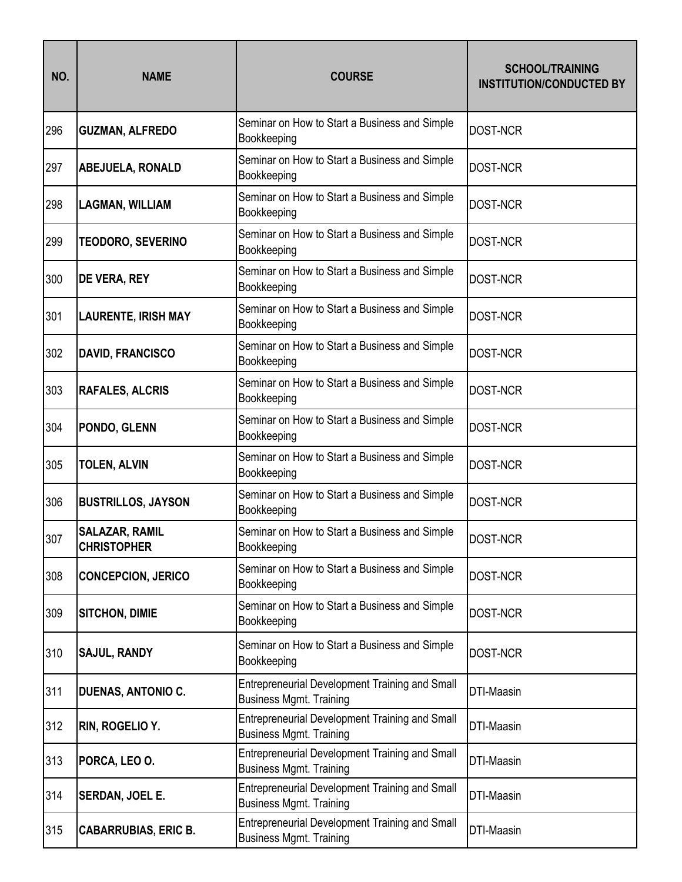| NO. | NAME | COURSE | SCHOOL/TRAINING INSTITUTION/CONDUCTED BY |
|---|---|---|---|
| 296 | **GUZMAN, ALFREDO** | Seminar on How to Start a Business and Simple Bookkeeping | DOST-NCR |
| 297 | **ABEJUELA, RONALD** | Seminar on How to Start a Business and Simple Bookkeeping | DOST-NCR |
| 298 | **LAGMAN, WILLIAM** | Seminar on How to Start a Business and Simple Bookkeeping | DOST-NCR |
| 299 | **TEODORO, SEVERINO** | Seminar on How to Start a Business and Simple Bookkeeping | DOST-NCR |
| 300 | **DE VERA, REY** | Seminar on How to Start a Business and Simple Bookkeeping | DOST-NCR |
| 301 | **LAURENTE, IRISH MAY** | Seminar on How to Start a Business and Simple Bookkeeping | DOST-NCR |
| 302 | **DAVID, FRANCISCO** | Seminar on How to Start a Business and Simple Bookkeeping | DOST-NCR |
| 303 | **RAFALES, ALCRIS** | Seminar on How to Start a Business and Simple Bookkeeping | DOST-NCR |
| 304 | **PONDO, GLENN** | Seminar on How to Start a Business and Simple Bookkeeping | DOST-NCR |
| 305 | **TOLEN, ALVIN** | Seminar on How to Start a Business and Simple Bookkeeping | DOST-NCR |
| 306 | **BUSTRILLOS, JAYSON** | Seminar on How to Start a Business and Simple Bookkeeping | DOST-NCR |
| 307 | **SALAZAR, RAMIL CHRISTOPHER** | Seminar on How to Start a Business and Simple Bookkeeping | DOST-NCR |
| 308 | **CONCEPCION, JERICO** | Seminar on How to Start a Business and Simple Bookkeeping | DOST-NCR |
| 309 | **SITCHON, DIMIE** | Seminar on How to Start a Business and Simple Bookkeeping | DOST-NCR |
| 310 | **SAJUL, RANDY** | Seminar on How to Start a Business and Simple Bookkeeping | DOST-NCR |
| 311 | **DUENAS, ANTONIO C.** | Entrepreneurial Development Training and Small Business Mgmt. Training | DTI-Maasin |
| 312 | **RIN, ROGELIO Y.** | Entrepreneurial Development Training and Small Business Mgmt. Training | DTI-Maasin |
| 313 | **PORCA, LEO O.** | Entrepreneurial Development Training and Small Business Mgmt. Training | DTI-Maasin |
| 314 | **SERDAN, JOEL E.** | Entrepreneurial Development Training and Small Business Mgmt. Training | DTI-Maasin |
| 315 | **CABARRUBIAS, ERIC B.** | Entrepreneurial Development Training and Small Business Mgmt. Training | DTI-Maasin |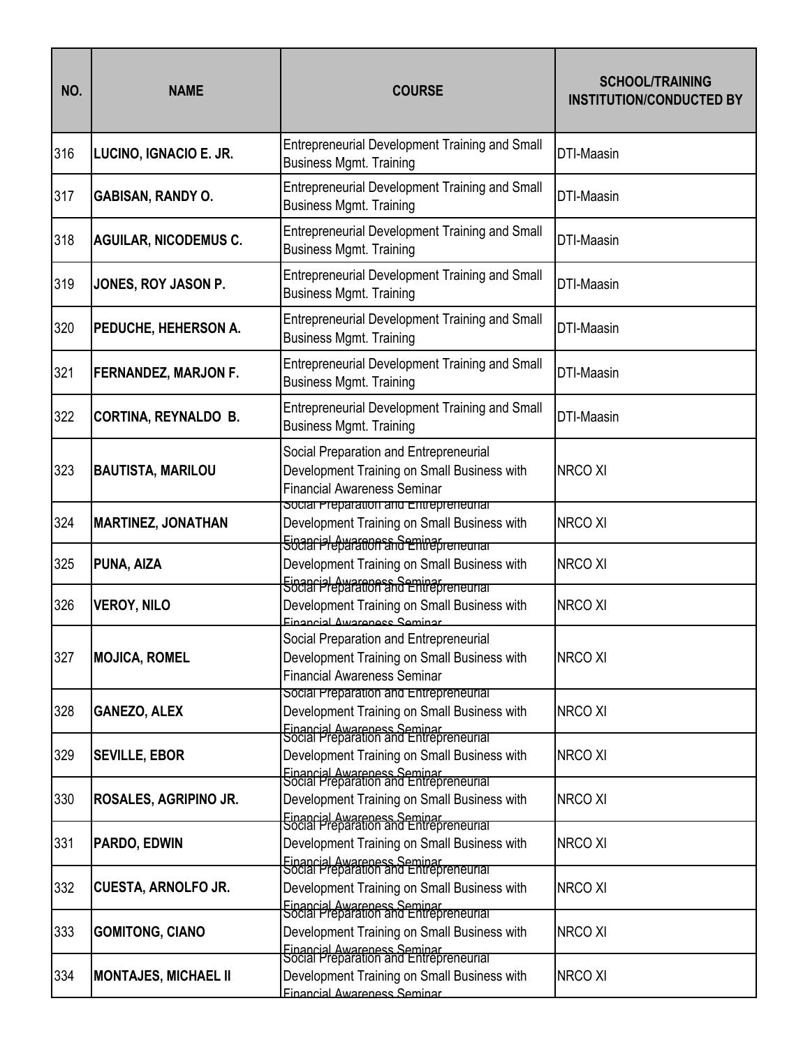| NO. | NAME | COURSE | SCHOOL/TRAINING INSTITUTION/CONDUCTED BY |
|---|---|---|---|
| 316 | LUCINO, IGNACIO E. JR. | Entrepreneurial Development Training and Small Business Mgmt. Training | DTI-Maasin |
| 317 | GABISAN, RANDY O. | Entrepreneurial Development Training and Small Business Mgmt. Training | DTI-Maasin |
| 318 | AGUILAR, NICODEMUS C. | Entrepreneurial Development Training and Small Business Mgmt. Training | DTI-Maasin |
| 319 | JONES, ROY JASON P. | Entrepreneurial Development Training and Small Business Mgmt. Training | DTI-Maasin |
| 320 | PEDUCHE, HEHERSON A. | Entrepreneurial Development Training and Small Business Mgmt. Training | DTI-Maasin |
| 321 | FERNANDEZ, MARJON F. | Entrepreneurial Development Training and Small Business Mgmt. Training | DTI-Maasin |
| 322 | CORTINA, REYNALDO B. | Entrepreneurial Development Training and Small Business Mgmt. Training | DTI-Maasin |
| 323 | BAUTISTA, MARILOU | Social Preparation and Entrepreneurial Development Training on Small Business with Financial Awareness Seminar | NRCO XI |
| 324 | MARTINEZ, JONATHAN | Social Preparation and Entrepreneurial Development Training on Small Business with Financial Awareness Seminar | NRCO XI |
| 325 | PUNA, AIZA | Social Preparation and Entrepreneurial Development Training on Small Business with Financial Awareness Seminar | NRCO XI |
| 326 | VEROY, NILO | Social Preparation and Entrepreneurial Development Training on Small Business with Financial Awareness Seminar | NRCO XI |
| 327 | MOJICA, ROMEL | Social Preparation and Entrepreneurial Development Training on Small Business with Financial Awareness Seminar | NRCO XI |
| 328 | GANEZO, ALEX | Social Preparation and Entrepreneurial Development Training on Small Business with Financial Awareness Seminar | NRCO XI |
| 329 | SEVILLE, EBOR | Social Preparation and Entrepreneurial Development Training on Small Business with Financial Awareness Seminar | NRCO XI |
| 330 | ROSALES, AGRIPINO JR. | Social Preparation and Entrepreneurial Development Training on Small Business with Financial Awareness Seminar | NRCO XI |
| 331 | PARDO, EDWIN | Social Preparation and Entrepreneurial Development Training on Small Business with Financial Awareness Seminar | NRCO XI |
| 332 | CUESTA, ARNOLFO JR. | Social Preparation and Entrepreneurial Development Training on Small Business with Financial Awareness Seminar | NRCO XI |
| 333 | GOMITONG, CIANO | Social Preparation and Entrepreneurial Development Training on Small Business with Financial Awareness Seminar | NRCO XI |
| 334 | MONTAJES, MICHAEL II | Social Preparation and Entrepreneurial Development Training on Small Business with Financial Awareness Seminar | NRCO XI |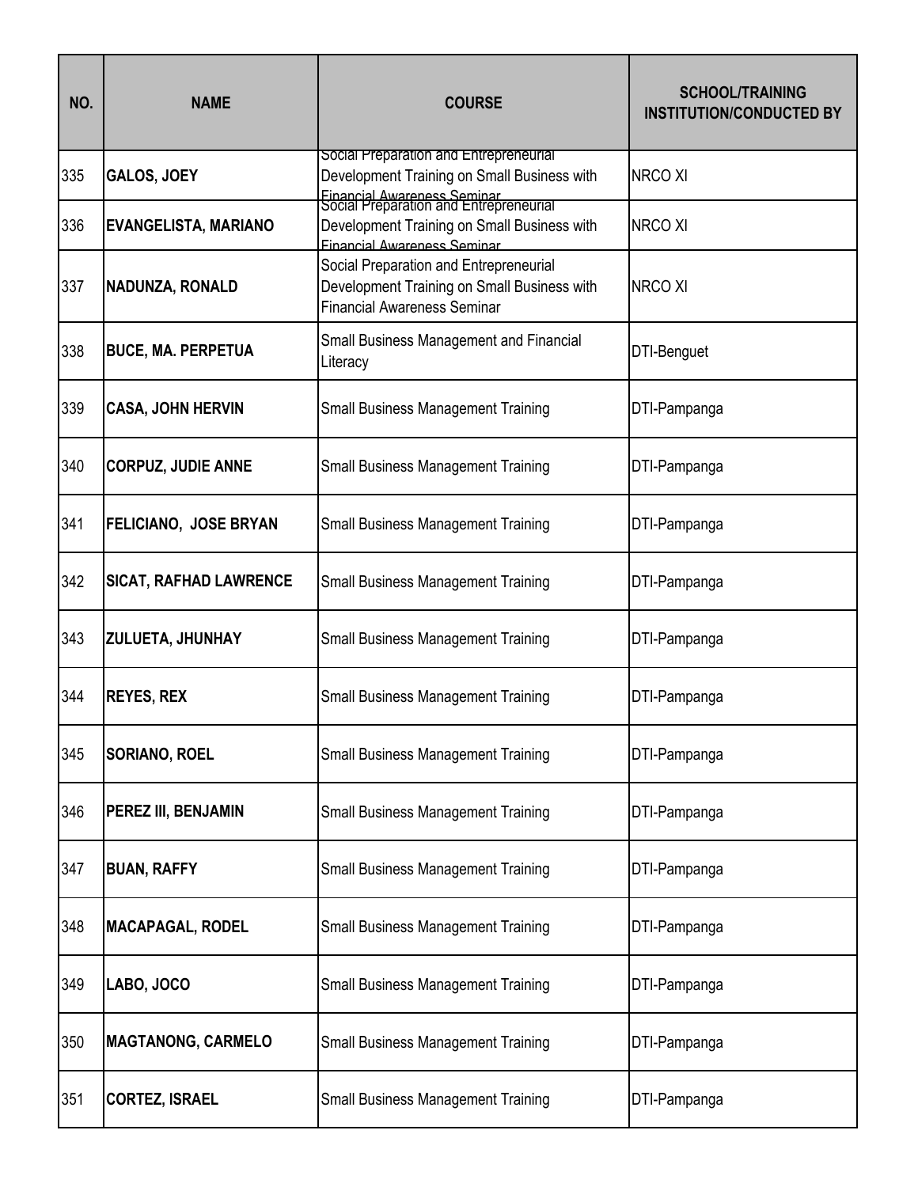| NO. | NAME | COURSE | SCHOOL/TRAINING INSTITUTION/CONDUCTED BY |
|---|---|---|---|
| 335 | GALOS, JOEY | Social Preparation and Entrepreneurial Development Training on Small Business with Financial Awareness Seminar | NRCO XI |
| 336 | EVANGELISTA, MARIANO | Social Preparation and Entrepreneurial Development Training on Small Business with Financial Awareness Seminar | NRCO XI |
| 337 | NADUNZA, RONALD | Social Preparation and Entrepreneurial Development Training on Small Business with Financial Awareness Seminar | NRCO XI |
| 338 | BUCE, MA. PERPETUA | Small Business Management and Financial Literacy | DTI-Benguet |
| 339 | CASA, JOHN HERVIN | Small Business Management Training | DTI-Pampanga |
| 340 | CORPUZ, JUDIE ANNE | Small Business Management Training | DTI-Pampanga |
| 341 | FELICIANO, JOSE BRYAN | Small Business Management Training | DTI-Pampanga |
| 342 | SICAT, RAFHAD LAWRENCE | Small Business Management Training | DTI-Pampanga |
| 343 | ZULUETA, JHUNHAY | Small Business Management Training | DTI-Pampanga |
| 344 | REYES, REX | Small Business Management Training | DTI-Pampanga |
| 345 | SORIANO, ROEL | Small Business Management Training | DTI-Pampanga |
| 346 | PEREZ III, BENJAMIN | Small Business Management Training | DTI-Pampanga |
| 347 | BUAN, RAFFY | Small Business Management Training | DTI-Pampanga |
| 348 | MACAPAGAL, RODEL | Small Business Management Training | DTI-Pampanga |
| 349 | LABO, JOCO | Small Business Management Training | DTI-Pampanga |
| 350 | MAGTANONG, CARMELO | Small Business Management Training | DTI-Pampanga |
| 351 | CORTEZ, ISRAEL | Small Business Management Training | DTI-Pampanga |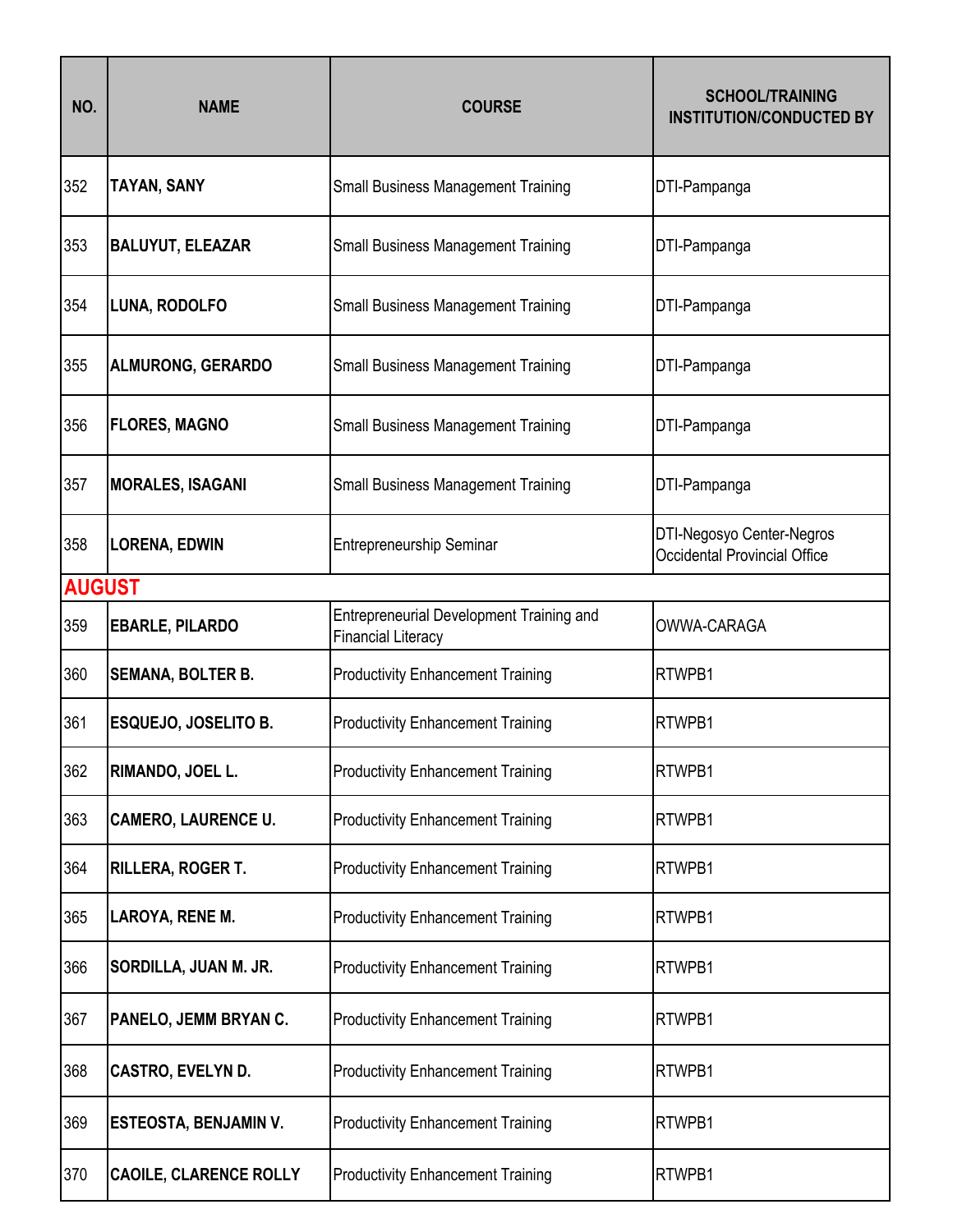| NO. | NAME | COURSE | SCHOOL/TRAINING INSTITUTION/CONDUCTED BY |
|---|---|---|---|
| 352 | **TAYAN, SANY** | Small Business Management Training | DTI-Pampanga |
| 353 | **BALUYUT, ELEAZAR** | Small Business Management Training | DTI-Pampanga |
| 354 | **LUNA, RODOLFO** | Small Business Management Training | DTI-Pampanga |
| 355 | **ALMURONG, GERARDO** | Small Business Management Training | DTI-Pampanga |
| 356 | **FLORES, MAGNO** | Small Business Management Training | DTI-Pampanga |
| 357 | **MORALES, ISAGANI** | Small Business Management Training | DTI-Pampanga |
| 358 | **LORENA, EDWIN** | Entrepreneurship Seminar | DTI-Negosyo Center-Negros Occidental Provincial Office |
| **AUGUST** | | | |
| 359 | **EBARLE, PILARDO** | Entrepreneurial Development Training and Financial Literacy | OWWA-CARAGA |
| 360 | **SEMANA, BOLTER B.** | Productivity Enhancement Training | RTWPB1 |
| 361 | **ESQUEJO, JOSELITO B.** | Productivity Enhancement Training | RTWPB1 |
| 362 | **RIMANDO, JOEL L.** | Productivity Enhancement Training | RTWPB1 |
| 363 | **CAMERO, LAURENCE U.** | Productivity Enhancement Training | RTWPB1 |
| 364 | **RILLERA, ROGER T.** | Productivity Enhancement Training | RTWPB1 |
| 365 | **LAROYA, RENE M.** | Productivity Enhancement Training | RTWPB1 |
| 366 | **SORDILLA, JUAN M. JR.** | Productivity Enhancement Training | RTWPB1 |
| 367 | **PANELO, JEMM BRYAN C.** | Productivity Enhancement Training | RTWPB1 |
| 368 | **CASTRO, EVELYN D.** | Productivity Enhancement Training | RTWPB1 |
| 369 | **ESTEOSTA, BENJAMIN V.** | Productivity Enhancement Training | RTWPB1 |
| 370 | **CAOILE, CLARENCE ROLLY** | Productivity Enhancement Training | RTWPB1 |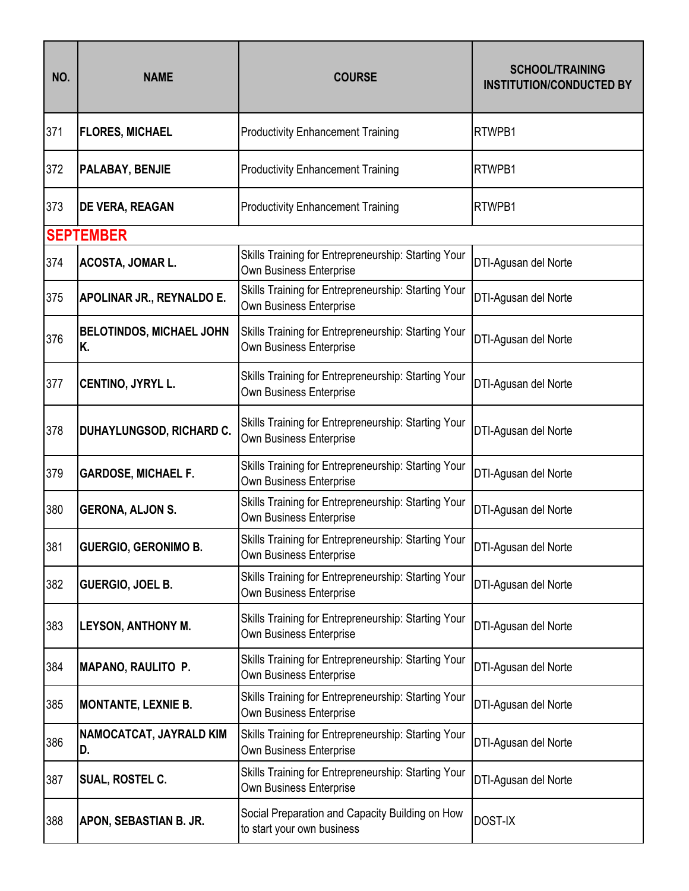| NO. | NAME | COURSE | SCHOOL/TRAINING INSTITUTION/CONDUCTED BY |
|---|---|---|---|
| 371 | **FLORES, MICHAEL** | Productivity Enhancement Training | RTWPB1 |
| 372 | **PALABAY, BENJIE** | Productivity Enhancement Training | RTWPB1 |
| 373 | **DE VERA, REAGAN** | Productivity Enhancement Training | RTWPB1 |
| **SEPTEMBER** | | | |
| 374 | **ACOSTA, JOMAR L.** | Skills Training for Entrepreneurship: Starting Your Own Business Enterprise | DTI-Agusan del Norte |
| 375 | **APOLINAR JR., REYNALDO E.** | Skills Training for Entrepreneurship: Starting Your Own Business Enterprise | DTI-Agusan del Norte |
| 376 | **BELOTINDOS, MICHAEL JOHN K.** | Skills Training for Entrepreneurship: Starting Your Own Business Enterprise | DTI-Agusan del Norte |
| 377 | **CENTINO, JYRYL L.** | Skills Training for Entrepreneurship: Starting Your Own Business Enterprise | DTI-Agusan del Norte |
| 378 | **DUHAYLUNGSOD, RICHARD C.** | Skills Training for Entrepreneurship: Starting Your Own Business Enterprise | DTI-Agusan del Norte |
| 379 | **GARDOSE, MICHAEL F.** | Skills Training for Entrepreneurship: Starting Your Own Business Enterprise | DTI-Agusan del Norte |
| 380 | **GERONA, ALJON S.** | Skills Training for Entrepreneurship: Starting Your Own Business Enterprise | DTI-Agusan del Norte |
| 381 | **GUERGIO, GERONIMO B.** | Skills Training for Entrepreneurship: Starting Your Own Business Enterprise | DTI-Agusan del Norte |
| 382 | **GUERGIO, JOEL B.** | Skills Training for Entrepreneurship: Starting Your Own Business Enterprise | DTI-Agusan del Norte |
| 383 | **LEYSON, ANTHONY M.** | Skills Training for Entrepreneurship: Starting Your Own Business Enterprise | DTI-Agusan del Norte |
| 384 | **MAPANO, RAULITO P.** | Skills Training for Entrepreneurship: Starting Your Own Business Enterprise | DTI-Agusan del Norte |
| 385 | **MONTANTE, LEXNIE B.** | Skills Training for Entrepreneurship: Starting Your Own Business Enterprise | DTI-Agusan del Norte |
| 386 | **NAMOCATCAT, JAYRALD KIM D.** | Skills Training for Entrepreneurship: Starting Your Own Business Enterprise | DTI-Agusan del Norte |
| 387 | **SUAL, ROSTEL C.** | Skills Training for Entrepreneurship: Starting Your Own Business Enterprise | DTI-Agusan del Norte |
| 388 | **APON, SEBASTIAN B. JR.** | Social Preparation and Capacity Building on How to start your own business | DOST-IX |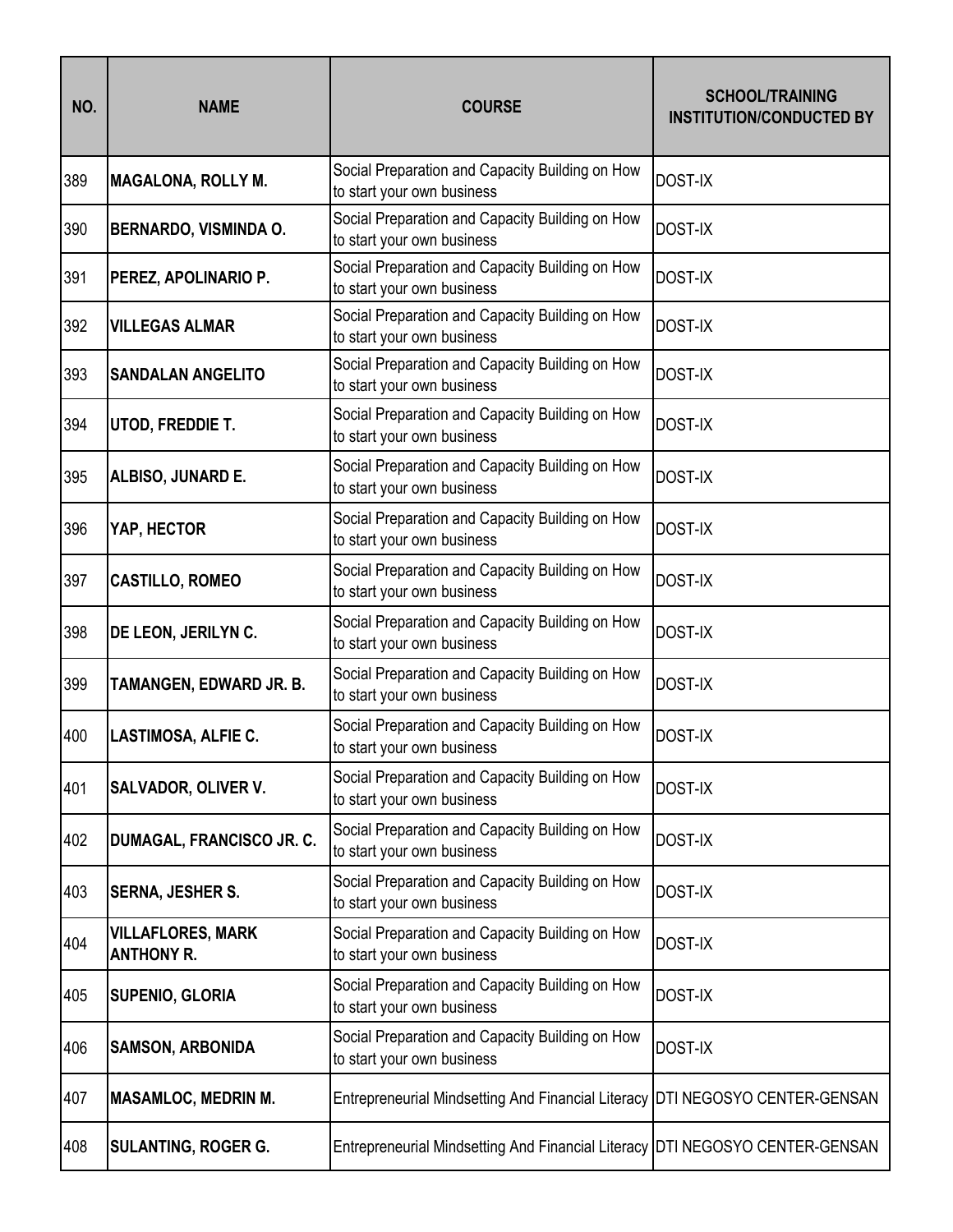| NO. | NAME | COURSE | SCHOOL/TRAINING INSTITUTION/CONDUCTED BY |
|---|---|---|---|
| 389 | **MAGALONA, ROLLY M.** | Social Preparation and Capacity Building on How to start your own business | DOST-IX |
| 390 | **BERNARDO, VISMINDA O.** | Social Preparation and Capacity Building on How to start your own business | DOST-IX |
| 391 | **PEREZ, APOLINARIO P.** | Social Preparation and Capacity Building on How to start your own business | DOST-IX |
| 392 | **VILLEGAS ALMAR** | Social Preparation and Capacity Building on How to start your own business | DOST-IX |
| 393 | **SANDALAN ANGELITO** | Social Preparation and Capacity Building on How to start your own business | DOST-IX |
| 394 | **UTOD, FREDDIE T.** | Social Preparation and Capacity Building on How to start your own business | DOST-IX |
| 395 | **ALBISO, JUNARD E.** | Social Preparation and Capacity Building on How to start your own business | DOST-IX |
| 396 | **YAP, HECTOR** | Social Preparation and Capacity Building on How to start your own business | DOST-IX |
| 397 | **CASTILLO, ROMEO** | Social Preparation and Capacity Building on How to start your own business | DOST-IX |
| 398 | **DE LEON, JERILYN C.** | Social Preparation and Capacity Building on How to start your own business | DOST-IX |
| 399 | **TAMANGEN, EDWARD JR. B.** | Social Preparation and Capacity Building on How to start your own business | DOST-IX |
| 400 | **LASTIMOSA, ALFIE C.** | Social Preparation and Capacity Building on How to start your own business | DOST-IX |
| 401 | **SALVADOR, OLIVER V.** | Social Preparation and Capacity Building on How to start your own business | DOST-IX |
| 402 | **DUMAGAL, FRANCISCO JR. C.** | Social Preparation and Capacity Building on How to start your own business | DOST-IX |
| 403 | **SERNA, JESHER S.** | Social Preparation and Capacity Building on How to start your own business | DOST-IX |
| 404 | **VILLAFLORES, MARK ANTHONY R.** | Social Preparation and Capacity Building on How to start your own business | DOST-IX |
| 405 | **SUPENIO, GLORIA** | Social Preparation and Capacity Building on How to start your own business | DOST-IX |
| 406 | **SAMSON, ARBONIDA** | Social Preparation and Capacity Building on How to start your own business | DOST-IX |
| 407 | **MASAMLOC, MEDRIN M.** | Entrepreneurial Mindsetting And Financial Literacy | DTI NEGOSYO CENTER-GENSAN |
| 408 | **SULANTING, ROGER G.** | Entrepreneurial Mindsetting And Financial Literacy | DTI NEGOSYO CENTER-GENSAN |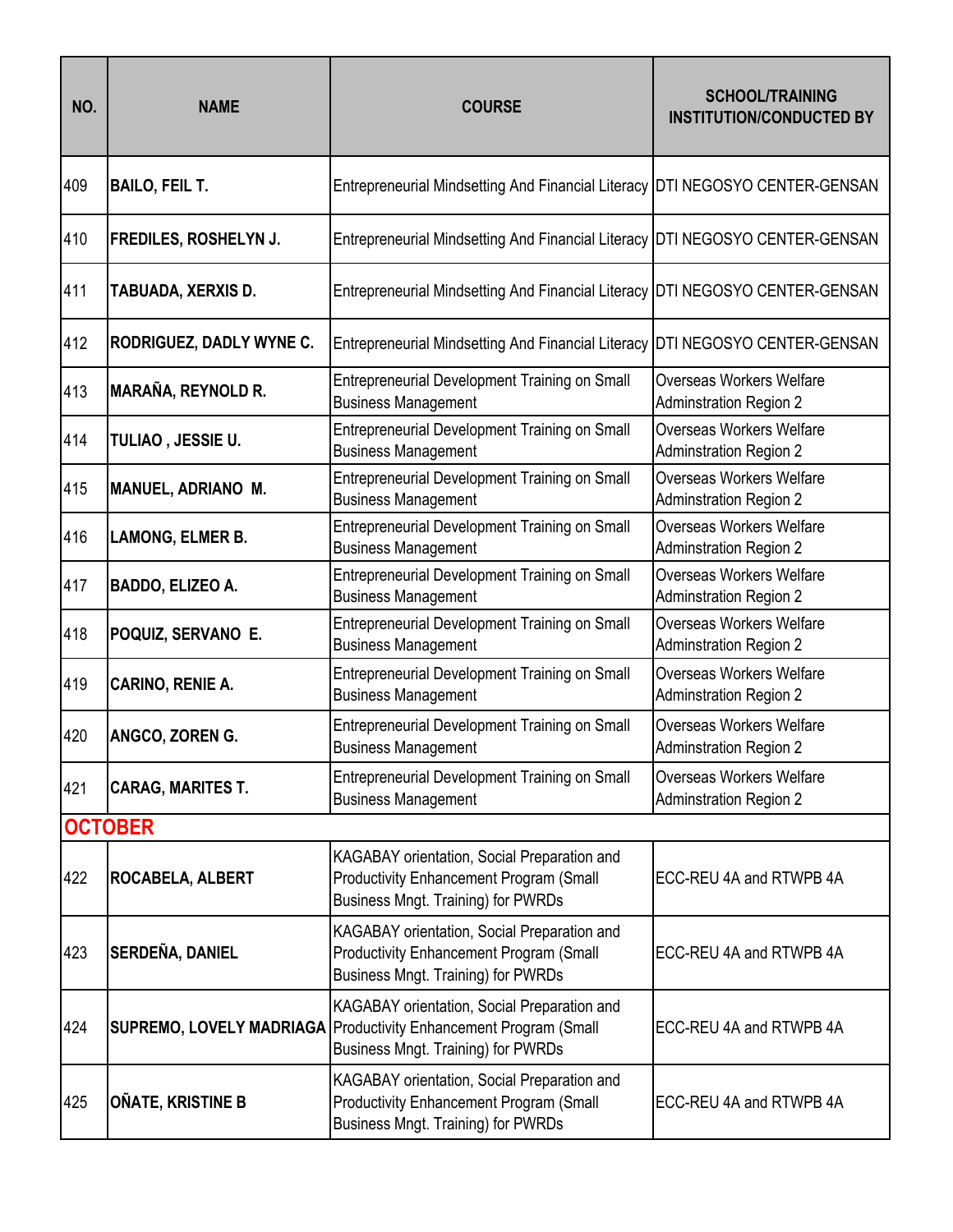| NO. | NAME | COURSE | SCHOOL/TRAINING INSTITUTION/CONDUCTED BY |
|---|---|---|---|
| 409 | **BAILO, FEIL T.** | Entrepreneurial Mindsetting And Financial Literacy | DTI NEGOSYO CENTER-GENSAN |
| 410 | **FREDILES, ROSHELYN J.** | Entrepreneurial Mindsetting And Financial Literacy | DTI NEGOSYO CENTER-GENSAN |
| 411 | **TABUADA, XERXIS D.** | Entrepreneurial Mindsetting And Financial Literacy | DTI NEGOSYO CENTER-GENSAN |
| 412 | **RODRIGUEZ, DADLY WYNE C.** | Entrepreneurial Mindsetting And Financial Literacy | DTI NEGOSYO CENTER-GENSAN |
| 413 | **MARAÑA, REYNOLD R.** | Entrepreneurial Development Training on Small Business Management | Overseas Workers Welfare Adminstration Region 2 |
| 414 | **TULIAO , JESSIE U.** | Entrepreneurial Development Training on Small Business Management | Overseas Workers Welfare Adminstration Region 2 |
| 415 | **MANUEL, ADRIANO M.** | Entrepreneurial Development Training on Small Business Management | Overseas Workers Welfare Adminstration Region 2 |
| 416 | **LAMONG, ELMER B.** | Entrepreneurial Development Training on Small Business Management | Overseas Workers Welfare Adminstration Region 2 |
| 417 | **BADDO, ELIZEO A.** | Entrepreneurial Development Training on Small Business Management | Overseas Workers Welfare Adminstration Region 2 |
| 418 | **POQUIZ, SERVANO E.** | Entrepreneurial Development Training on Small Business Management | Overseas Workers Welfare Adminstration Region 2 |
| 419 | **CARINO, RENIE A.** | Entrepreneurial Development Training on Small Business Management | Overseas Workers Welfare Adminstration Region 2 |
| 420 | **ANGCO, ZOREN G.** | Entrepreneurial Development Training on Small Business Management | Overseas Workers Welfare Adminstration Region 2 |
| 421 | **CARAG, MARITES T.** | Entrepreneurial Development Training on Small Business Management | Overseas Workers Welfare Adminstration Region 2 |
| **OCTOBER** | | | |
| 422 | **ROCABELA, ALBERT** | KAGABAY orientation, Social Preparation and Productivity Enhancement Program (Small Business Mngt. Training) for PWRDs | ECC-REU 4A and RTWPB 4A |
| 423 | **SERDEÑA, DANIEL** | KAGABAY orientation, Social Preparation and Productivity Enhancement Program (Small Business Mngt. Training) for PWRDs | ECC-REU 4A and RTWPB 4A |
| 424 | **SUPREMO, LOVELY MADRIAGA** | KAGABAY orientation, Social Preparation and Productivity Enhancement Program (Small Business Mngt. Training) for PWRDs | ECC-REU 4A and RTWPB 4A |
| 425 | **OÑATE, KRISTINE B** | KAGABAY orientation, Social Preparation and Productivity Enhancement Program (Small Business Mngt. Training) for PWRDs | ECC-REU 4A and RTWPB 4A |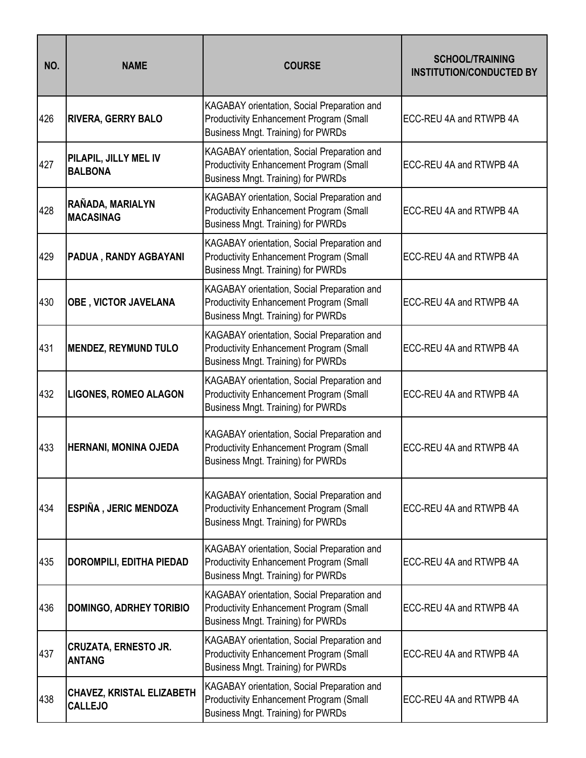| NO. | NAME | COURSE | SCHOOL/TRAINING INSTITUTION/CONDUCTED BY |
|---|---|---|---|
| 426 | **RIVERA, GERRY BALO** | KAGABAY orientation, Social Preparation and Productivity Enhancement Program (Small Business Mngt. Training) for PWRDs | ECC-REU 4A and RTWPB 4A |
| 427 | **PILAPIL, JILLY MEL IV BALBONA** | KAGABAY orientation, Social Preparation and Productivity Enhancement Program (Small Business Mngt. Training) for PWRDs | ECC-REU 4A and RTWPB 4A |
| 428 | **RAÑADA, MARIALYN MACASINAG** | KAGABAY orientation, Social Preparation and Productivity Enhancement Program (Small Business Mngt. Training) for PWRDs | ECC-REU 4A and RTWPB 4A |
| 429 | **PADUA , RANDY AGBAYANI** | KAGABAY orientation, Social Preparation and Productivity Enhancement Program (Small Business Mngt. Training) for PWRDs | ECC-REU 4A and RTWPB 4A |
| 430 | **OBE , VICTOR JAVELANA** | KAGABAY orientation, Social Preparation and Productivity Enhancement Program (Small Business Mngt. Training) for PWRDs | ECC-REU 4A and RTWPB 4A |
| 431 | **MENDEZ, REYMUND TULO** | KAGABAY orientation, Social Preparation and Productivity Enhancement Program (Small Business Mngt. Training) for PWRDs | ECC-REU 4A and RTWPB 4A |
| 432 | **LIGONES, ROMEO ALAGON** | KAGABAY orientation, Social Preparation and Productivity Enhancement Program (Small Business Mngt. Training) for PWRDs | ECC-REU 4A and RTWPB 4A |
| 433 | **HERNANI, MONINA OJEDA** | KAGABAY orientation, Social Preparation and Productivity Enhancement Program (Small Business Mngt. Training) for PWRDs | ECC-REU 4A and RTWPB 4A |
| 434 | **ESPIÑA , JERIC MENDOZA** | KAGABAY orientation, Social Preparation and Productivity Enhancement Program (Small Business Mngt. Training) for PWRDs | ECC-REU 4A and RTWPB 4A |
| 435 | **DOROMPILI, EDITHA PIEDAD** | KAGABAY orientation, Social Preparation and Productivity Enhancement Program (Small Business Mngt. Training) for PWRDs | ECC-REU 4A and RTWPB 4A |
| 436 | **DOMINGO, ADRHEY TORIBIO** | KAGABAY orientation, Social Preparation and Productivity Enhancement Program (Small Business Mngt. Training) for PWRDs | ECC-REU 4A and RTWPB 4A |
| 437 | **CRUZATA, ERNESTO JR. ANTANG** | KAGABAY orientation, Social Preparation and Productivity Enhancement Program (Small Business Mngt. Training) for PWRDs | ECC-REU 4A and RTWPB 4A |
| 438 | **CHAVEZ, KRISTAL ELIZABETH CALLEJO** | KAGABAY orientation, Social Preparation and Productivity Enhancement Program (Small Business Mngt. Training) for PWRDs | ECC-REU 4A and RTWPB 4A |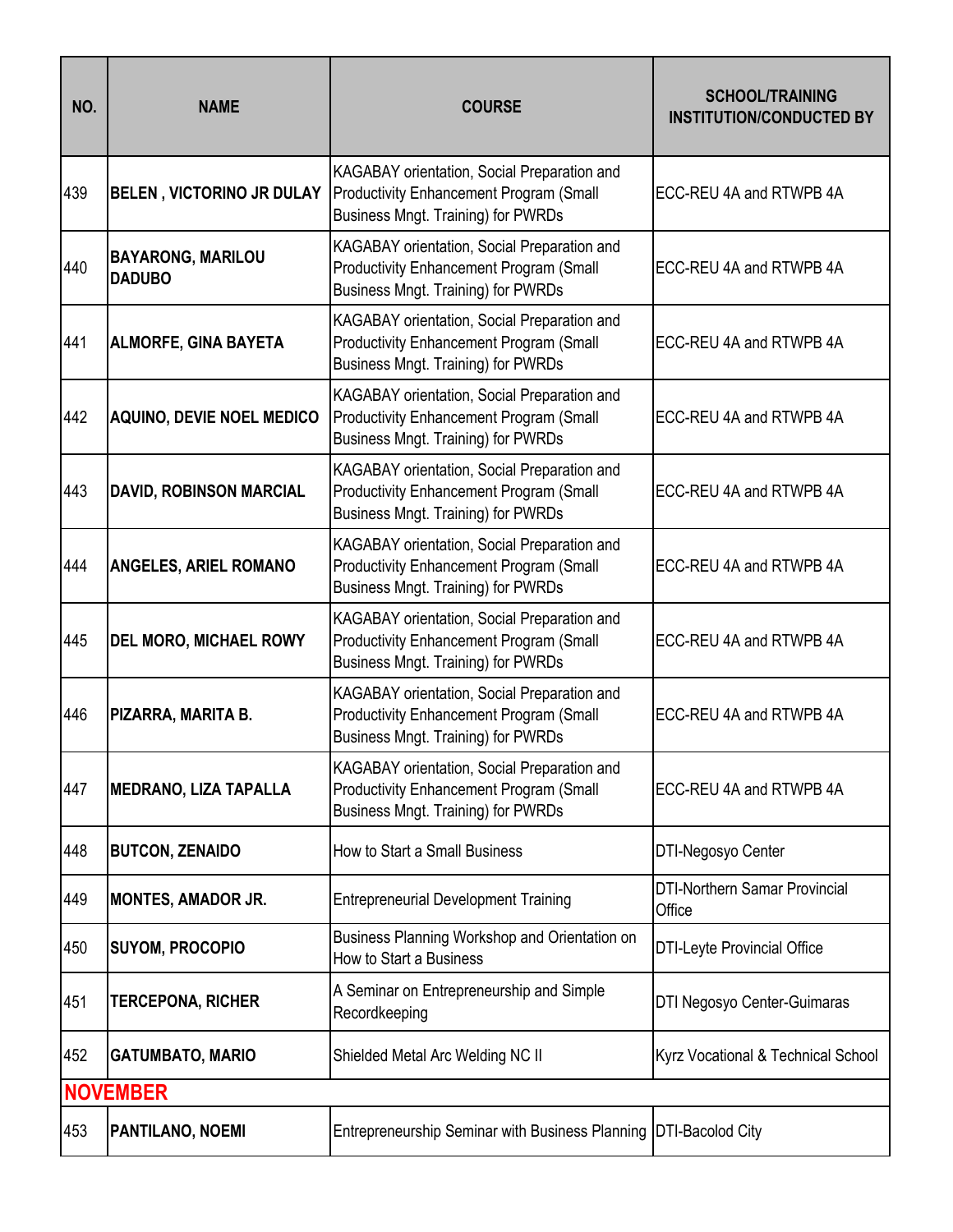| NO. | NAME | COURSE | SCHOOL/TRAINING INSTITUTION/CONDUCTED BY |
|---|---|---|---|
| 439 | **BELEN , VICTORINO JR DULAY** | KAGABAY orientation, Social Preparation and Productivity Enhancement Program (Small Business Mngt. Training) for PWRDs | ECC-REU 4A and RTWPB 4A |
| 440 | **BAYARONG, MARILOU DADUBO** | KAGABAY orientation, Social Preparation and Productivity Enhancement Program (Small Business Mngt. Training) for PWRDs | ECC-REU 4A and RTWPB 4A |
| 441 | **ALMORFE, GINA BAYETA** | KAGABAY orientation, Social Preparation and Productivity Enhancement Program (Small Business Mngt. Training) for PWRDs | ECC-REU 4A and RTWPB 4A |
| 442 | **AQUINO, DEVIE NOEL MEDICO** | KAGABAY orientation, Social Preparation and Productivity Enhancement Program (Small Business Mngt. Training) for PWRDs | ECC-REU 4A and RTWPB 4A |
| 443 | **DAVID, ROBINSON MARCIAL** | KAGABAY orientation, Social Preparation and Productivity Enhancement Program (Small Business Mngt. Training) for PWRDs | ECC-REU 4A and RTWPB 4A |
| 444 | **ANGELES, ARIEL ROMANO** | KAGABAY orientation, Social Preparation and Productivity Enhancement Program (Small Business Mngt. Training) for PWRDs | ECC-REU 4A and RTWPB 4A |
| 445 | **DEL MORO, MICHAEL ROWY** | KAGABAY orientation, Social Preparation and Productivity Enhancement Program (Small Business Mngt. Training) for PWRDs | ECC-REU 4A and RTWPB 4A |
| 446 | **PIZARRA, MARITA B.** | KAGABAY orientation, Social Preparation and Productivity Enhancement Program (Small Business Mngt. Training) for PWRDs | ECC-REU 4A and RTWPB 4A |
| 447 | **MEDRANO, LIZA TAPALLA** | KAGABAY orientation, Social Preparation and Productivity Enhancement Program (Small Business Mngt. Training) for PWRDs | ECC-REU 4A and RTWPB 4A |
| 448 | **BUTCON, ZENAIDO** | How to Start a Small Business | DTI-Negosyo Center |
| 449 | **MONTES, AMADOR JR.** | Entrepreneurial Development Training | DTI-Northern Samar Provincial Office |
| 450 | **SUYOM, PROCOPIO** | Business Planning Workshop and Orientation on How to Start a Business | DTI-Leyte Provincial Office |
| 451 | **TERCEPONA, RICHER** | A Seminar on Entrepreneurship and Simple Recordkeeping | DTI Negosyo Center-Guimaras |
| 452 | **GATUMBATO, MARIO** | Shielded Metal Arc Welding NC II | Kyrz Vocational & Technical School |
| **NOVEMBER** | | | |
| 453 | **PANTILANO, NOEMI** | Entrepreneurship Seminar with Business Planning | DTI-Bacolod City |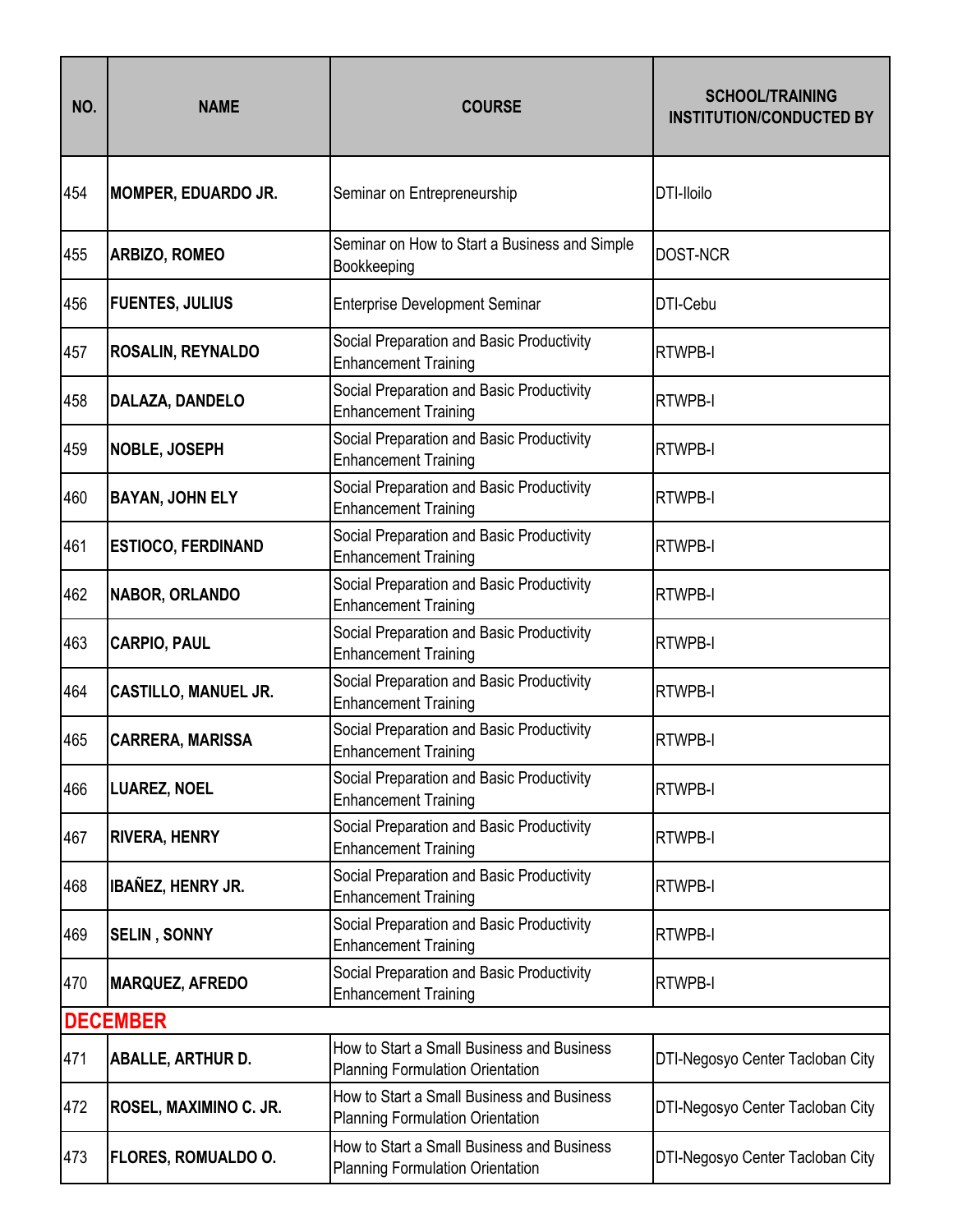| NO. | NAME | COURSE | SCHOOL/TRAINING INSTITUTION/CONDUCTED BY |
|---|---|---|---|
| 454 | **MOMPER, EDUARDO JR.** | Seminar on Entrepreneurship | DTI-Iloilo |
| 455 | **ARBIZO, ROMEO** | Seminar on How to Start a Business and Simple Bookkeeping | DOST-NCR |
| 456 | **FUENTES, JULIUS** | Enterprise Development Seminar | DTI-Cebu |
| 457 | **ROSALIN, REYNALDO** | Social Preparation and Basic Productivity Enhancement Training | RTWPB-I |
| 458 | **DALAZA, DANDELO** | Social Preparation and Basic Productivity Enhancement Training | RTWPB-I |
| 459 | **NOBLE, JOSEPH** | Social Preparation and Basic Productivity Enhancement Training | RTWPB-I |
| 460 | **BAYAN, JOHN ELY** | Social Preparation and Basic Productivity Enhancement Training | RTWPB-I |
| 461 | **ESTIOCO, FERDINAND** | Social Preparation and Basic Productivity Enhancement Training | RTWPB-I |
| 462 | **NABOR, ORLANDO** | Social Preparation and Basic Productivity Enhancement Training | RTWPB-I |
| 463 | **CARPIO, PAUL** | Social Preparation and Basic Productivity Enhancement Training | RTWPB-I |
| 464 | **CASTILLO, MANUEL JR.** | Social Preparation and Basic Productivity Enhancement Training | RTWPB-I |
| 465 | **CARRERA, MARISSA** | Social Preparation and Basic Productivity Enhancement Training | RTWPB-I |
| 466 | **LUAREZ, NOEL** | Social Preparation and Basic Productivity Enhancement Training | RTWPB-I |
| 467 | **RIVERA, HENRY** | Social Preparation and Basic Productivity Enhancement Training | RTWPB-I |
| 468 | **IBAÑEZ, HENRY JR.** | Social Preparation and Basic Productivity Enhancement Training | RTWPB-I |
| 469 | **SELIN , SONNY** | Social Preparation and Basic Productivity Enhancement Training | RTWPB-I |
| 470 | **MARQUEZ, AFREDO** | Social Preparation and Basic Productivity Enhancement Training | RTWPB-I |
| **DECEMBER** | | | |
| 471 | **ABALLE, ARTHUR D.** | How to Start a Small Business and Business Planning Formulation Orientation | DTI-Negosyo Center Tacloban City |
| 472 | **ROSEL, MAXIMINO C. JR.** | How to Start a Small Business and Business Planning Formulation Orientation | DTI-Negosyo Center Tacloban City |
| 473 | **FLORES, ROMUALDO O.** | How to Start a Small Business and Business Planning Formulation Orientation | DTI-Negosyo Center Tacloban City |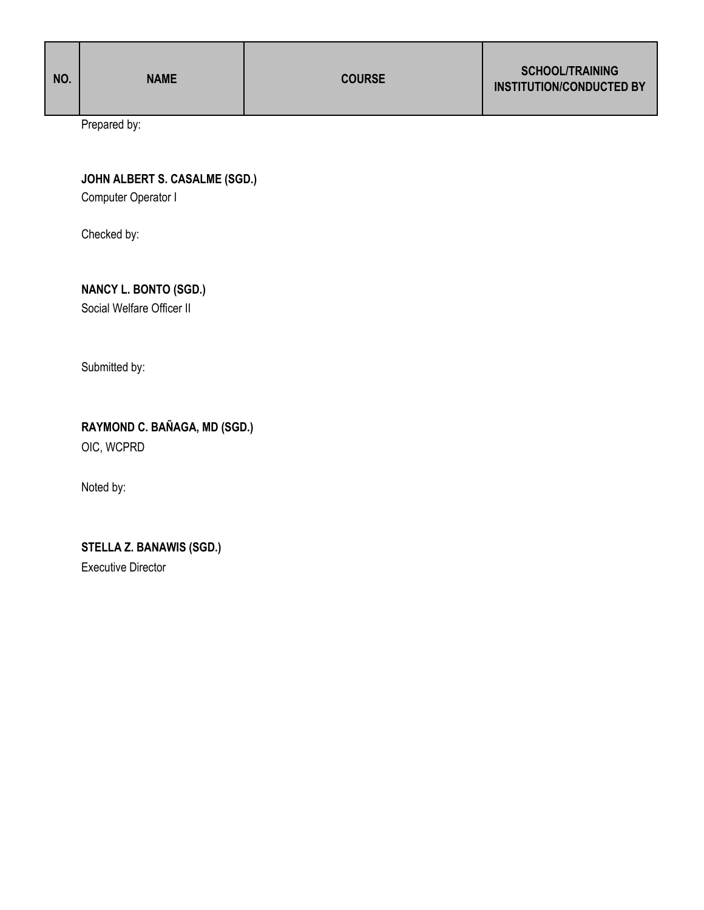| NO. | NAME | COURSE | SCHOOL/TRAINING INSTITUTION/CONDUCTED BY |
|---|---|---|---|

Prepared by:

**JOHN ALBERT S. CASALME (SGD.)**
Computer Operator I

Checked by:

**NANCY L. BONTO (SGD.)**
Social Welfare Officer II

Submitted by:

**RAYMOND C. BAÑAGA, MD (SGD.)**
OIC, WCPRD

Noted by:

**STELLA Z. BANAWIS (SGD.)**
Executive Director